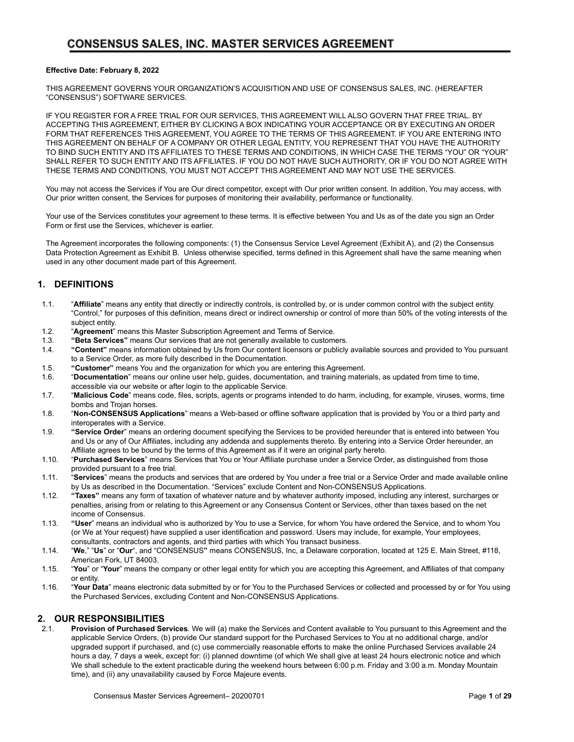# CONSENSUS SALES, INC. MASTER SERVICES AGREEMENT

**Effective Date: February 8, 2022**

THIS AGREEMENT GOVERNS YOUR ORGANIZATION'S ACQUISITION AND USE OF CONSENSUS SALES, INC. (HEREAFTER "CONSENSUS") SOFTWARE SERVICES.

IF YOU REGISTER FOR A FREE TRIAL FOR OUR SERVICES, THIS AGREEMENT WILL ALSO GOVERN THAT FREE TRIAL. BY ACCEPTING THIS AGREEMENT, EITHER BY CLICKING A BOX INDICATING YOUR ACCEPTANCE OR BY EXECUTING AN ORDER FORM THAT REFERENCES THIS AGREEMENT, YOU AGREE TO THE TERMS OF THIS AGREEMENT. IF YOU ARE ENTERING INTO THIS AGREEMENT ON BEHALF OF A COMPANY OR OTHER LEGAL ENTITY, YOU REPRESENT THAT YOU HAVE THE AUTHORITY TO BIND SUCH ENTITY AND ITS AFFILIATES TO THESE TERMS AND CONDITIONS, IN WHICH CASE THE TERMS "YOU" OR "YOUR" SHALL REFER TO SUCH ENTITY AND ITS AFFILIATES. IF YOU DO NOT HAVE SUCH AUTHORITY, OR IF YOU DO NOT AGREE WITH THESE TERMS AND CONDITIONS, YOU MUST NOT ACCEPT THIS AGREEMENT AND MAY NOT USE THE SERVICES.

You may not access the Services if You are Our direct competitor, except with Our prior written consent. In addition, You may access, with Our prior written consent, the Services for purposes of monitoring their availability, performance or functionality.

Your use of the Services constitutes your agreement to these terms. It is effective between You and Us as of the date you sign an Order Form or first use the Services, whichever is earlier.

The Agreement incorporates the following components: (1) the Consensus Service Level Agreement (Exhibit A), and (2) the Consensus Data Protection Agreement as Exhibit B. Unless otherwise specified, terms defined in this Agreement shall have the same meaning when used in any other document made part of this Agreement.

## 1. DEFINITIONS

1.1. "**Affiliate**" means any entity that directly or indirectly controls, is controlled by, or is under common control with the subject entity. "Control," for purposes of this definition, means direct or indirect ownership or control of more than 50% of the voting interests of the subject entity.

1.2. "**Agreement**" means this Master Subscription Agreement and Terms of Service.

1.3. **"Beta Services"** means Our services that are not generally available to customers.

1.4. **"Content"** means information obtained by Us from Our content licensors or publicly available sources and provided to You pursuant to a Service Order, as more fully described in the Documentation.

1.5. **"Customer"** means You and the organization for which you are entering this Agreement.

1.6. "**Documentation**" means our online user help, guides, documentation, and training materials, as updated from time to time, accessible via our website or after login to the applicable Service.

1.7. "**Malicious Code**" means code, files, scripts, agents or programs intended to do harm, including, for example, viruses, worms, time bombs and Trojan horses.

1.8. "**Non-CONSENSUS Applications**" means a Web-based or offline software application that is provided by You or a third party and interoperates with a Service.

1.9. **"Service Order"** means an ordering document specifying the Services to be provided hereunder that is entered into between You and Us or any of Our Affiliates, including any addenda and supplements thereto. By entering into a Service Order hereunder, an Affiliate agrees to be bound by the terms of this Agreement as if it were an original party hereto.

1.10. "**Purchased Services**" means Services that You or Your Affiliate purchase under a Service Order, as distinguished from those provided pursuant to a free trial.

1.11. "**Services**" means the products and services that are ordered by You under a free trial or a Service Order and made available online by Us as described in the Documentation. "Services" exclude Content and Non-CONSENSUS Applications.

1.12. **"Taxes"** means any form of taxation of whatever nature and by whatever authority imposed, including any interest, surcharges or penalties, arising from or relating to this Agreement or any Consensus Content or Services, other than taxes based on the net income of Consensus.

1.13. **"User"** means an individual who is authorized by You to use a Service, for whom You have ordered the Service, and to whom You (or We at Your request) have supplied a user identification and password. Users may include, for example, Your employees, consultants, contractors and agents, and third parties with which You transact business.

1.14. "**We**," "**Us**" or "**Our**", and "CONSENSUS**"** means CONSENSUS, Inc, a Delaware corporation, located at 125 E. Main Street, #118, American Fork, UT 84003.

1.15. "**You**" or "**Your**" means the company or other legal entity for which you are accepting this Agreement, and Affiliates of that company or entity.

1.16. "**Your Data**" means electronic data submitted by or for You to the Purchased Services or collected and processed by or for You using the Purchased Services, excluding Content and Non-CONSENSUS Applications.

## 2. OUR RESPONSIBILITIES

2.1. **Provision of Purchased Services**. We will (a) make the Services and Content available to You pursuant to this Agreement and the applicable Service Orders, (b) provide Our standard support for the Purchased Services to You at no additional charge, and/or upgraded support if purchased, and (c) use commercially reasonable efforts to make the online Purchased Services available 24 hours a day, 7 days a week, except for: (i) planned downtime (of which We shall give at least 24 hours electronic notice and which We shall schedule to the extent practicable during the weekend hours between 6:00 p.m. Friday and 3:00 a.m. Monday Mountain time), and (ii) any unavailability caused by Force Majeure events.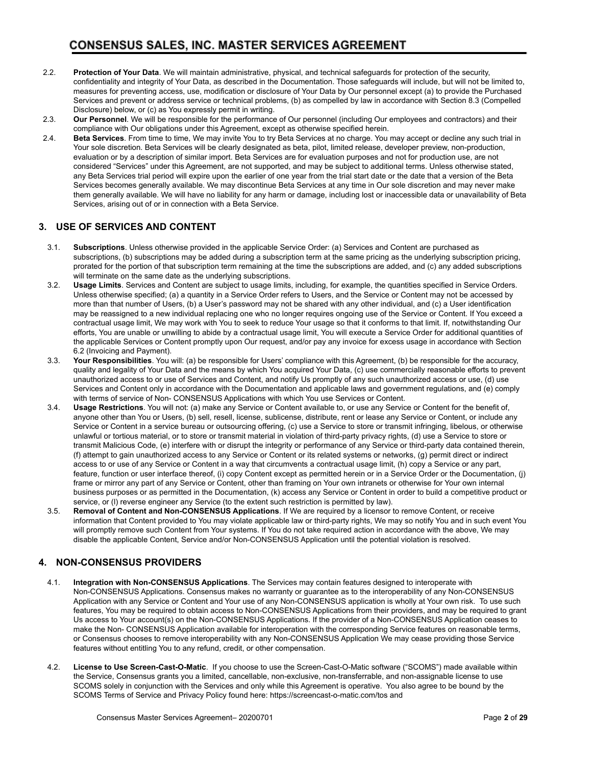2.2. **Protection of Your Data**. We will maintain administrative, physical, and technical safeguards for protection of the security, confidentiality and integrity of Your Data, as described in the Documentation. Those safeguards will include, but will not be limited to, measures for preventing access, use, modification or disclosure of Your Data by Our personnel except (a) to provide the Purchased Services and prevent or address service or technical problems, (b) as compelled by law in accordance with Section 8.3 (Compelled Disclosure) below, or (c) as You expressly permit in writing.

2.3. **Our Personnel**. We will be responsible for the performance of Our personnel (including Our employees and contractors) and their compliance with Our obligations under this Agreement, except as otherwise specified herein.

2.4. **Beta Services**. From time to time, We may invite You to try Beta Services at no charge. You may accept or decline any such trial in Your sole discretion. Beta Services will be clearly designated as beta, pilot, limited release, developer preview, non-production, evaluation or by a description of similar import. Beta Services are for evaluation purposes and not for production use, are not considered "Services" under this Agreement, are not supported, and may be subject to additional terms. Unless otherwise stated, any Beta Services trial period will expire upon the earlier of one year from the trial start date or the date that a version of the Beta Services becomes generally available. We may discontinue Beta Services at any time in Our sole discretion and may never make them generally available. We will have no liability for any harm or damage, including lost or inaccessible data or unavailability of Beta Services, arising out of or in connection with a Beta Service.

## 3. USE OF SERVICES AND CONTENT

3.1. **Subscriptions**. Unless otherwise provided in the applicable Service Order: (a) Services and Content are purchased as subscriptions, (b) subscriptions may be added during a subscription term at the same pricing as the underlying subscription pricing, prorated for the portion of that subscription term remaining at the time the subscriptions are added, and (c) any added subscriptions will terminate on the same date as the underlying subscriptions.

3.2. **Usage Limits**. Services and Content are subject to usage limits, including, for example, the quantities specified in Service Orders. Unless otherwise specified; (a) a quantity in a Service Order refers to Users, and the Service or Content may not be accessed by more than that number of Users, (b) a User's password may not be shared with any other individual, and (c) a User identification may be reassigned to a new individual replacing one who no longer requires ongoing use of the Service or Content. If You exceed a contractual usage limit, We may work with You to seek to reduce Your usage so that it conforms to that limit. If, notwithstanding Our efforts, You are unable or unwilling to abide by a contractual usage limit, You will execute a Service Order for additional quantities of the applicable Services or Content promptly upon Our request, and/or pay any invoice for excess usage in accordance with Section 6.2 (Invoicing and Payment).

3.3. **Your Responsibilities**. You will: (a) be responsible for Users' compliance with this Agreement, (b) be responsible for the accuracy, quality and legality of Your Data and the means by which You acquired Your Data, (c) use commercially reasonable efforts to prevent unauthorized access to or use of Services and Content, and notify Us promptly of any such unauthorized access or use, (d) use Services and Content only in accordance with the Documentation and applicable laws and government regulations, and (e) comply with terms of service of Non- CONSENSUS Applications with which You use Services or Content.

3.4. **Usage Restrictions**. You will not: (a) make any Service or Content available to, or use any Service or Content for the benefit of, anyone other than You or Users, (b) sell, resell, license, sublicense, distribute, rent or lease any Service or Content, or include any Service or Content in a service bureau or outsourcing offering, (c) use a Service to store or transmit infringing, libelous, or otherwise unlawful or tortious material, or to store or transmit material in violation of third-party privacy rights, (d) use a Service to store or transmit Malicious Code, (e) interfere with or disrupt the integrity or performance of any Service or third-party data contained therein, (f) attempt to gain unauthorized access to any Service or Content or its related systems or networks, (g) permit direct or indirect access to or use of any Service or Content in a way that circumvents a contractual usage limit, (h) copy a Service or any part, feature, function or user interface thereof, (i) copy Content except as permitted herein or in a Service Order or the Documentation, (j) frame or mirror any part of any Service or Content, other than framing on Your own intranets or otherwise for Your own internal business purposes or as permitted in the Documentation, (k) access any Service or Content in order to build a competitive product or service, or (l) reverse engineer any Service (to the extent such restriction is permitted by law).

3.5. **Removal of Content and Non-CONSENSUS Applications**. If We are required by a licensor to remove Content, or receive information that Content provided to You may violate applicable law or third-party rights, We may so notify You and in such event You will promptly remove such Content from Your systems. If You do not take required action in accordance with the above, We may disable the applicable Content, Service and/or Non-CONSENSUS Application until the potential violation is resolved.

## 4. NON-CONSENSUS PROVIDERS

4.1. **Integration with Non-CONSENSUS Applications**. The Services may contain features designed to interoperate with Non-CONSENSUS Applications. Consensus makes no warranty or guarantee as to the interoperability of any Non-CONSENSUS Application with any Service or Content and Your use of any Non-CONSENSUS application is wholly at Your own risk. To use such features, You may be required to obtain access to Non-CONSENSUS Applications from their providers, and may be required to grant Us access to Your account(s) on the Non-CONSENSUS Applications. If the provider of a Non-CONSENSUS Application ceases to make the Non- CONSENSUS Application available for interoperation with the corresponding Service features on reasonable terms, or Consensus chooses to remove interoperability with any Non-CONSENSUS Application We may cease providing those Service features without entitling You to any refund, credit, or other compensation.

4.2. **License to Use Screen-Cast-O-Matic**. If you choose to use the Screen-Cast-O-Matic software ("SCOMS") made available within the Service, Consensus grants you a limited, cancellable, non-exclusive, non-transferrable, and non-assignable license to use SCOMS solely in conjunction with the Services and only while this Agreement is operative. You also agree to be bound by the SCOMS Terms of Service and Privacy Policy found here: https://screencast-o-matic.com/tos and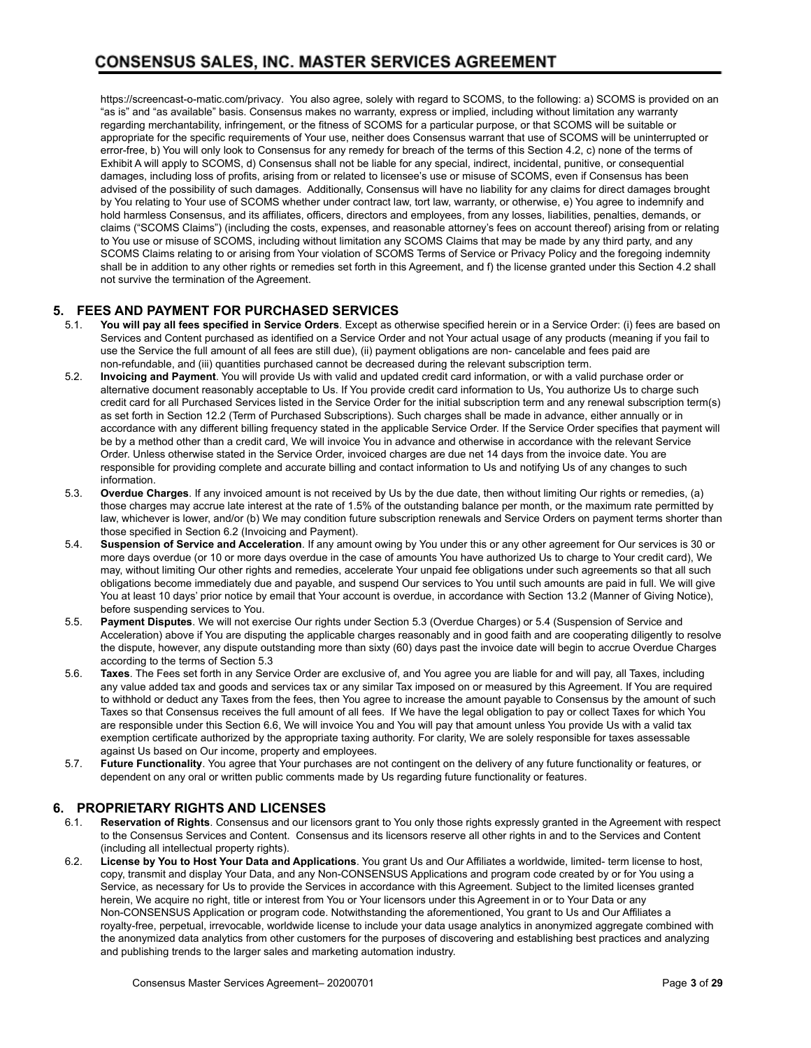https://screencast-o-matic.com/privacy. You also agree, solely with regard to SCOMS, to the following: a) SCOMS is provided on an "as is" and "as available" basis. Consensus makes no warranty, express or implied, including without limitation any warranty regarding merchantability, infringement, or the fitness of SCOMS for a particular purpose, or that SCOMS will be suitable or appropriate for the specific requirements of Your use, neither does Consensus warrant that use of SCOMS will be uninterrupted or error-free, b) You will only look to Consensus for any remedy for breach of the terms of this Section 4.2, c) none of the terms of Exhibit A will apply to SCOMS, d) Consensus shall not be liable for any special, indirect, incidental, punitive, or consequential damages, including loss of profits, arising from or related to licensee's use or misuse of SCOMS, even if Consensus has been advised of the possibility of such damages. Additionally, Consensus will have no liability for any claims for direct damages brought by You relating to Your use of SCOMS whether under contract law, tort law, warranty, or otherwise, e) You agree to indemnify and hold harmless Consensus, and its affiliates, officers, directors and employees, from any losses, liabilities, penalties, demands, or claims ("SCOMS Claims") (including the costs, expenses, and reasonable attorney's fees on account thereof) arising from or relating to You use or misuse of SCOMS, including without limitation any SCOMS Claims that may be made by any third party, and any SCOMS Claims relating to or arising from Your violation of SCOMS Terms of Service or Privacy Policy and the foregoing indemnity shall be in addition to any other rights or remedies set forth in this Agreement, and f) the license granted under this Section 4.2 shall not survive the termination of the Agreement.

## 5. FEES AND PAYMENT FOR PURCHASED SERVICES

5.1. **You will pay all fees specified in Service Orders**. Except as otherwise specified herein or in a Service Order: (i) fees are based on Services and Content purchased as identified on a Service Order and not Your actual usage of any products (meaning if you fail to use the Service the full amount of all fees are still due), (ii) payment obligations are non- cancelable and fees paid are non-refundable, and (iii) quantities purchased cannot be decreased during the relevant subscription term.

5.2. **Invoicing and Payment**. You will provide Us with valid and updated credit card information, or with a valid purchase order or alternative document reasonably acceptable to Us. If You provide credit card information to Us, You authorize Us to charge such credit card for all Purchased Services listed in the Service Order for the initial subscription term and any renewal subscription term(s) as set forth in Section 12.2 (Term of Purchased Subscriptions). Such charges shall be made in advance, either annually or in accordance with any different billing frequency stated in the applicable Service Order. If the Service Order specifies that payment will be by a method other than a credit card, We will invoice You in advance and otherwise in accordance with the relevant Service Order. Unless otherwise stated in the Service Order, invoiced charges are due net 14 days from the invoice date. You are responsible for providing complete and accurate billing and contact information to Us and notifying Us of any changes to such information.

5.3. **Overdue Charges**. If any invoiced amount is not received by Us by the due date, then without limiting Our rights or remedies, (a) those charges may accrue late interest at the rate of 1.5% of the outstanding balance per month, or the maximum rate permitted by law, whichever is lower, and/or (b) We may condition future subscription renewals and Service Orders on payment terms shorter than those specified in Section 6.2 (Invoicing and Payment).

5.4. **Suspension of Service and Acceleration**. If any amount owing by You under this or any other agreement for Our services is 30 or more days overdue (or 10 or more days overdue in the case of amounts You have authorized Us to charge to Your credit card), We may, without limiting Our other rights and remedies, accelerate Your unpaid fee obligations under such agreements so that all such obligations become immediately due and payable, and suspend Our services to You until such amounts are paid in full. We will give You at least 10 days' prior notice by email that Your account is overdue, in accordance with Section 13.2 (Manner of Giving Notice), before suspending services to You.

5.5. **Payment Disputes**. We will not exercise Our rights under Section 5.3 (Overdue Charges) or 5.4 (Suspension of Service and Acceleration) above if You are disputing the applicable charges reasonably and in good faith and are cooperating diligently to resolve the dispute, however, any dispute outstanding more than sixty (60) days past the invoice date will begin to accrue Overdue Charges according to the terms of Section 5.3

5.6. **Taxes**. The Fees set forth in any Service Order are exclusive of, and You agree you are liable for and will pay, all Taxes, including any value added tax and goods and services tax or any similar Tax imposed on or measured by this Agreement. If You are required to withhold or deduct any Taxes from the fees, then You agree to increase the amount payable to Consensus by the amount of such Taxes so that Consensus receives the full amount of all fees. If We have the legal obligation to pay or collect Taxes for which You are responsible under this Section 6.6, We will invoice You and You will pay that amount unless You provide Us with a valid tax exemption certificate authorized by the appropriate taxing authority. For clarity, We are solely responsible for taxes assessable against Us based on Our income, property and employees.

5.7. **Future Functionality**. You agree that Your purchases are not contingent on the delivery of any future functionality or features, or dependent on any oral or written public comments made by Us regarding future functionality or features.

## 6. PROPRIETARY RIGHTS AND LICENSES

6.1. **Reservation of Rights**. Consensus and our licensors grant to You only those rights expressly granted in the Agreement with respect to the Consensus Services and Content. Consensus and its licensors reserve all other rights in and to the Services and Content (including all intellectual property rights).

6.2. **License by You to Host Your Data and Applications**. You grant Us and Our Affiliates a worldwide, limited- term license to host, copy, transmit and display Your Data, and any Non-CONSENSUS Applications and program code created by or for You using a Service, as necessary for Us to provide the Services in accordance with this Agreement. Subject to the limited licenses granted herein, We acquire no right, title or interest from You or Your licensors under this Agreement in or to Your Data or any Non-CONSENSUS Application or program code. Notwithstanding the aforementioned, You grant to Us and Our Affiliates a royalty-free, perpetual, irrevocable, worldwide license to include your data usage analytics in anonymized aggregate combined with the anonymized data analytics from other customers for the purposes of discovering and establishing best practices and analyzing and publishing trends to the larger sales and marketing automation industry.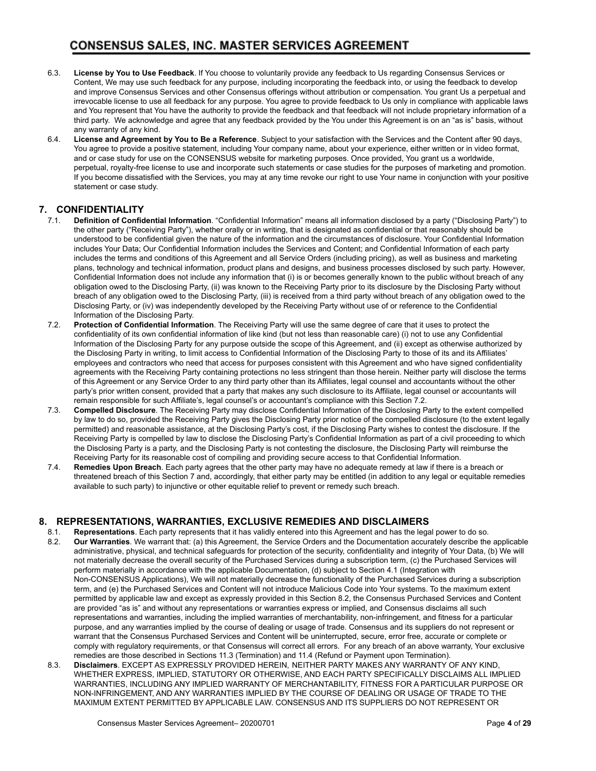6.3. **License by You to Use Feedback**. If You choose to voluntarily provide any feedback to Us regarding Consensus Services or Content, We may use such feedback for any purpose, including incorporating the feedback into, or using the feedback to develop and improve Consensus Services and other Consensus offerings without attribution or compensation. You grant Us a perpetual and irrevocable license to use all feedback for any purpose. You agree to provide feedback to Us only in compliance with applicable laws and You represent that You have the authority to provide the feedback and that feedback will not include proprietary information of a third party. We acknowledge and agree that any feedback provided by the You under this Agreement is on an "as is" basis, without any warranty of any kind.

6.4. **License and Agreement by You to Be a Reference**. Subject to your satisfaction with the Services and the Content after 90 days, You agree to provide a positive statement, including Your company name, about your experience, either written or in video format, and or case study for use on the CONSENSUS website for marketing purposes. Once provided, You grant us a worldwide, perpetual, royalty-free license to use and incorporate such statements or case studies for the purposes of marketing and promotion. If you become dissatisfied with the Services, you may at any time revoke our right to use Your name in conjunction with your positive statement or case study.

## 7. CONFIDENTIALITY

7.1. **Definition of Confidential Information**. "Confidential Information" means all information disclosed by a party ("Disclosing Party") to the other party ("Receiving Party"), whether orally or in writing, that is designated as confidential or that reasonably should be understood to be confidential given the nature of the information and the circumstances of disclosure. Your Confidential Information includes Your Data; Our Confidential Information includes the Services and Content; and Confidential Information of each party includes the terms and conditions of this Agreement and all Service Orders (including pricing), as well as business and marketing plans, technology and technical information, product plans and designs, and business processes disclosed by such party. However, Confidential Information does not include any information that (i) is or becomes generally known to the public without breach of any obligation owed to the Disclosing Party, (ii) was known to the Receiving Party prior to its disclosure by the Disclosing Party without breach of any obligation owed to the Disclosing Party, (iii) is received from a third party without breach of any obligation owed to the Disclosing Party, or (iv) was independently developed by the Receiving Party without use of or reference to the Confidential Information of the Disclosing Party.

7.2. **Protection of Confidential Information**. The Receiving Party will use the same degree of care that it uses to protect the confidentiality of its own confidential information of like kind (but not less than reasonable care) (i) not to use any Confidential Information of the Disclosing Party for any purpose outside the scope of this Agreement, and (ii) except as otherwise authorized by the Disclosing Party in writing, to limit access to Confidential Information of the Disclosing Party to those of its and its Affiliates' employees and contractors who need that access for purposes consistent with this Agreement and who have signed confidentiality agreements with the Receiving Party containing protections no less stringent than those herein. Neither party will disclose the terms of this Agreement or any Service Order to any third party other than its Affiliates, legal counsel and accountants without the other party's prior written consent, provided that a party that makes any such disclosure to its Affiliate, legal counsel or accountants will remain responsible for such Affiliate's, legal counsel's or accountant's compliance with this Section 7.2.

7.3. **Compelled Disclosure**. The Receiving Party may disclose Confidential Information of the Disclosing Party to the extent compelled by law to do so, provided the Receiving Party gives the Disclosing Party prior notice of the compelled disclosure (to the extent legally permitted) and reasonable assistance, at the Disclosing Party's cost, if the Disclosing Party wishes to contest the disclosure. If the Receiving Party is compelled by law to disclose the Disclosing Party's Confidential Information as part of a civil proceeding to which the Disclosing Party is a party, and the Disclosing Party is not contesting the disclosure, the Disclosing Party will reimburse the Receiving Party for its reasonable cost of compiling and providing secure access to that Confidential Information.

7.4. **Remedies Upon Breach**. Each party agrees that the other party may have no adequate remedy at law if there is a breach or threatened breach of this Section 7 and, accordingly, that either party may be entitled (in addition to any legal or equitable remedies available to such party) to injunctive or other equitable relief to prevent or remedy such breach.

## 8. REPRESENTATIONS, WARRANTIES, EXCLUSIVE REMEDIES AND DISCLAIMERS

8.1. **Representations**. Each party represents that it has validly entered into this Agreement and has the legal power to do so.

8.2. **Our Warranties**. We warrant that: (a) this Agreement, the Service Orders and the Documentation accurately describe the applicable administrative, physical, and technical safeguards for protection of the security, confidentiality and integrity of Your Data, (b) We will not materially decrease the overall security of the Purchased Services during a subscription term, (c) the Purchased Services will perform materially in accordance with the applicable Documentation, (d) subject to Section 4.1 (Integration with Non-CONSENSUS Applications), We will not materially decrease the functionality of the Purchased Services during a subscription term, and (e) the Purchased Services and Content will not introduce Malicious Code into Your systems. To the maximum extent permitted by applicable law and except as expressly provided in this Section 8.2, the Consensus Purchased Services and Content are provided "as is" and without any representations or warranties express or implied, and Consensus disclaims all such representations and warranties, including the implied warranties of merchantability, non-infringement, and fitness for a particular purpose, and any warranties implied by the course of dealing or usage of trade. Consensus and its suppliers do not represent or warrant that the Consensus Purchased Services and Content will be uninterrupted, secure, error free, accurate or complete or comply with regulatory requirements, or that Consensus will correct all errors. For any breach of an above warranty, Your exclusive remedies are those described in Sections 11.3 (Termination) and 11.4 (Refund or Payment upon Termination).

8.3. **Disclaimers**. EXCEPT AS EXPRESSLY PROVIDED HEREIN, NEITHER PARTY MAKES ANY WARRANTY OF ANY KIND, WHETHER EXPRESS, IMPLIED, STATUTORY OR OTHERWISE, AND EACH PARTY SPECIFICALLY DISCLAIMS ALL IMPLIED WARRANTIES, INCLUDING ANY IMPLIED WARRANTY OF MERCHANTABILITY, FITNESS FOR A PARTICULAR PURPOSE OR NON-INFRINGEMENT, AND ANY WARRANTIES IMPLIED BY THE COURSE OF DEALING OR USAGE OF TRADE TO THE MAXIMUM EXTENT PERMITTED BY APPLICABLE LAW. CONSENSUS AND ITS SUPPLIERS DO NOT REPRESENT OR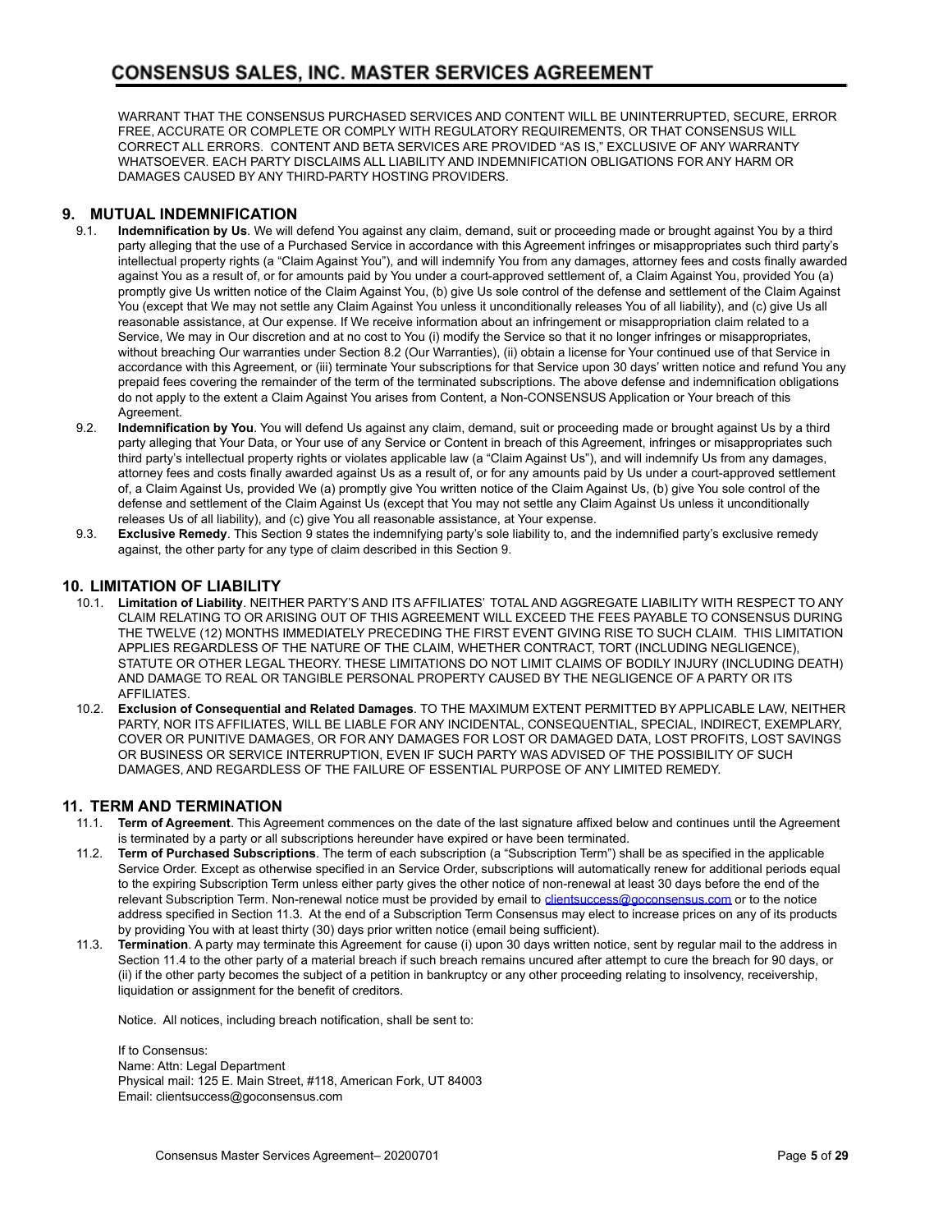WARRANT THAT THE CONSENSUS PURCHASED SERVICES AND CONTENT WILL BE UNINTERRUPTED, SECURE, ERROR FREE, ACCURATE OR COMPLETE OR COMPLY WITH REGULATORY REQUIREMENTS, OR THAT CONSENSUS WILL CORRECT ALL ERRORS. CONTENT AND BETA SERVICES ARE PROVIDED "AS IS," EXCLUSIVE OF ANY WARRANTY WHATSOEVER. EACH PARTY DISCLAIMS ALL LIABILITY AND INDEMNIFICATION OBLIGATIONS FOR ANY HARM OR DAMAGES CAUSED BY ANY THIRD-PARTY HOSTING PROVIDERS.

## 9. MUTUAL INDEMNIFICATION

9.1. **Indemnification by Us**. We will defend You against any claim, demand, suit or proceeding made or brought against You by a third party alleging that the use of a Purchased Service in accordance with this Agreement infringes or misappropriates such third party's intellectual property rights (a "Claim Against You"), and will indemnify You from any damages, attorney fees and costs finally awarded against You as a result of, or for amounts paid by You under a court-approved settlement of, a Claim Against You, provided You (a) promptly give Us written notice of the Claim Against You, (b) give Us sole control of the defense and settlement of the Claim Against You (except that We may not settle any Claim Against You unless it unconditionally releases You of all liability), and (c) give Us all reasonable assistance, at Our expense. If We receive information about an infringement or misappropriation claim related to a Service, We may in Our discretion and at no cost to You (i) modify the Service so that it no longer infringes or misappropriates, without breaching Our warranties under Section 8.2 (Our Warranties), (ii) obtain a license for Your continued use of that Service in accordance with this Agreement, or (iii) terminate Your subscriptions for that Service upon 30 days' written notice and refund You any prepaid fees covering the remainder of the term of the terminated subscriptions. The above defense and indemnification obligations do not apply to the extent a Claim Against You arises from Content, a Non-CONSENSUS Application or Your breach of this Agreement.

9.2. **Indemnification by You**. You will defend Us against any claim, demand, suit or proceeding made or brought against Us by a third party alleging that Your Data, or Your use of any Service or Content in breach of this Agreement, infringes or misappropriates such third party's intellectual property rights or violates applicable law (a "Claim Against Us"), and will indemnify Us from any damages, attorney fees and costs finally awarded against Us as a result of, or for any amounts paid by Us under a court-approved settlement of, a Claim Against Us, provided We (a) promptly give You written notice of the Claim Against Us, (b) give You sole control of the defense and settlement of the Claim Against Us (except that You may not settle any Claim Against Us unless it unconditionally releases Us of all liability), and (c) give You all reasonable assistance, at Your expense.

9.3. **Exclusive Remedy**. This Section 9 states the indemnifying party's sole liability to, and the indemnified party's exclusive remedy against, the other party for any type of claim described in this Section 9.

## 10. LIMITATION OF LIABILITY

10.1. **Limitation of Liability**. NEITHER PARTY'S AND ITS AFFILIATES' TOTAL AND AGGREGATE LIABILITY WITH RESPECT TO ANY CLAIM RELATING TO OR ARISING OUT OF THIS AGREEMENT WILL EXCEED THE FEES PAYABLE TO CONSENSUS DURING THE TWELVE (12) MONTHS IMMEDIATELY PRECEDING THE FIRST EVENT GIVING RISE TO SUCH CLAIM. THIS LIMITATION APPLIES REGARDLESS OF THE NATURE OF THE CLAIM, WHETHER CONTRACT, TORT (INCLUDING NEGLIGENCE), STATUTE OR OTHER LEGAL THEORY. THESE LIMITATIONS DO NOT LIMIT CLAIMS OF BODILY INJURY (INCLUDING DEATH) AND DAMAGE TO REAL OR TANGIBLE PERSONAL PROPERTY CAUSED BY THE NEGLIGENCE OF A PARTY OR ITS AFFILIATES.

10.2. **Exclusion of Consequential and Related Damages**. TO THE MAXIMUM EXTENT PERMITTED BY APPLICABLE LAW, NEITHER PARTY, NOR ITS AFFILIATES, WILL BE LIABLE FOR ANY INCIDENTAL, CONSEQUENTIAL, SPECIAL, INDIRECT, EXEMPLARY, COVER OR PUNITIVE DAMAGES, OR FOR ANY DAMAGES FOR LOST OR DAMAGED DATA, LOST PROFITS, LOST SAVINGS OR BUSINESS OR SERVICE INTERRUPTION, EVEN IF SUCH PARTY WAS ADVISED OF THE POSSIBILITY OF SUCH DAMAGES, AND REGARDLESS OF THE FAILURE OF ESSENTIAL PURPOSE OF ANY LIMITED REMEDY.

## 11. TERM AND TERMINATION

11.1. **Term of Agreement**. This Agreement commences on the date of the last signature affixed below and continues until the Agreement is terminated by a party or all subscriptions hereunder have expired or have been terminated.

11.2. **Term of Purchased Subscriptions**. The term of each subscription (a "Subscription Term") shall be as specified in the applicable Service Order. Except as otherwise specified in an Service Order, subscriptions will automatically renew for additional periods equal to the expiring Subscription Term unless either party gives the other notice of non-renewal at least 30 days before the end of the relevant Subscription Term. Non-renewal notice must be provided by email to clientsuccess@goconsensus.com or to the notice address specified in Section 11.3. At the end of a Subscription Term Consensus may elect to increase prices on any of its products by providing You with at least thirty (30) days prior written notice (email being sufficient).

11.3. **Termination**. A party may terminate this Agreement for cause (i) upon 30 days written notice, sent by regular mail to the address in Section 11.4 to the other party of a material breach if such breach remains uncured after attempt to cure the breach for 90 days, or (ii) if the other party becomes the subject of a petition in bankruptcy or any other proceeding relating to insolvency, receivership, liquidation or assignment for the benefit of creditors.

Notice. All notices, including breach notification, shall be sent to:

If to Consensus:
Name: Attn: Legal Department
Physical mail: 125 E. Main Street, #118, American Fork, UT 84003
Email: clientsuccess@goconsensus.com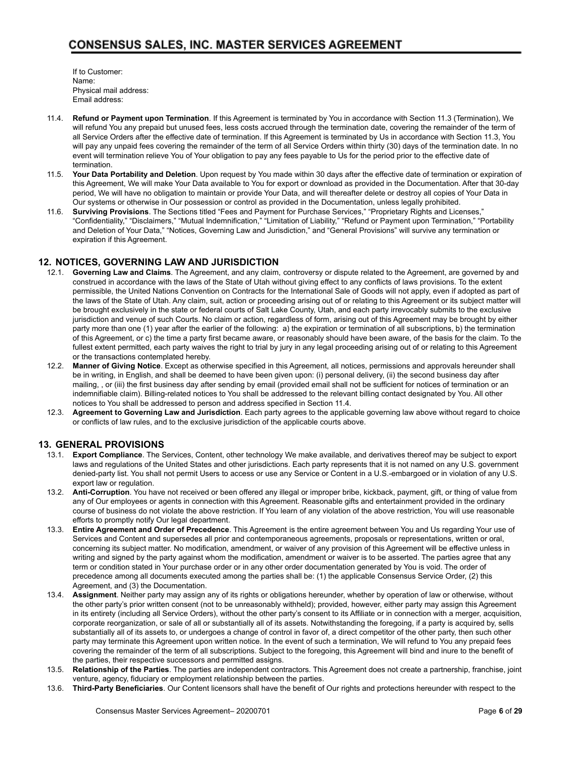If to Customer:
Name:
Physical mail address:
Email address:

11.4. **Refund or Payment upon Termination**. If this Agreement is terminated by You in accordance with Section 11.3 (Termination), We will refund You any prepaid but unused fees, less costs accrued through the termination date, covering the remainder of the term of all Service Orders after the effective date of termination. If this Agreement is terminated by Us in accordance with Section 11.3, You will pay any unpaid fees covering the remainder of the term of all Service Orders within thirty (30) days of the termination date. In no event will termination relieve You of Your obligation to pay any fees payable to Us for the period prior to the effective date of termination.

11.5. **Your Data Portability and Deletion**. Upon request by You made within 30 days after the effective date of termination or expiration of this Agreement, We will make Your Data available to You for export or download as provided in the Documentation. After that 30-day period, We will have no obligation to maintain or provide Your Data, and will thereafter delete or destroy all copies of Your Data in Our systems or otherwise in Our possession or control as provided in the Documentation, unless legally prohibited.

11.6. **Surviving Provisions**. The Sections titled "Fees and Payment for Purchase Services," "Proprietary Rights and Licenses," "Confidentiality," "Disclaimers," "Mutual Indemnification," "Limitation of Liability," "Refund or Payment upon Termination," "Portability and Deletion of Your Data," "Notices, Governing Law and Jurisdiction," and "General Provisions" will survive any termination or expiration if this Agreement.

## 12. NOTICES, GOVERNING LAW AND JURISDICTION

12.1. **Governing Law and Claims**. The Agreement, and any claim, controversy or dispute related to the Agreement, are governed by and construed in accordance with the laws of the State of Utah without giving effect to any conflicts of laws provisions. To the extent permissible, the United Nations Convention on Contracts for the International Sale of Goods will not apply, even if adopted as part of the laws of the State of Utah. Any claim, suit, action or proceeding arising out of or relating to this Agreement or its subject matter will be brought exclusively in the state or federal courts of Salt Lake County, Utah, and each party irrevocably submits to the exclusive jurisdiction and venue of such Courts. No claim or action, regardless of form, arising out of this Agreement may be brought by either party more than one (1) year after the earlier of the following: a) the expiration or termination of all subscriptions, b) the termination of this Agreement, or c) the time a party first became aware, or reasonably should have been aware, of the basis for the claim. To the fullest extent permitted, each party waives the right to trial by jury in any legal proceeding arising out of or relating to this Agreement or the transactions contemplated hereby.

12.2. **Manner of Giving Notice**. Except as otherwise specified in this Agreement, all notices, permissions and approvals hereunder shall be in writing, in English, and shall be deemed to have been given upon: (i) personal delivery, (ii) the second business day after mailing, , or (iii) the first business day after sending by email (provided email shall not be sufficient for notices of termination or an indemnifiable claim). Billing-related notices to You shall be addressed to the relevant billing contact designated by You. All other notices to You shall be addressed to person and address specified in Section 11.4.

12.3. **Agreement to Governing Law and Jurisdiction**. Each party agrees to the applicable governing law above without regard to choice or conflicts of law rules, and to the exclusive jurisdiction of the applicable courts above.

## 13. GENERAL PROVISIONS

13.1. **Export Compliance**. The Services, Content, other technology We make available, and derivatives thereof may be subject to export laws and regulations of the United States and other jurisdictions. Each party represents that it is not named on any U.S. government denied-party list. You shall not permit Users to access or use any Service or Content in a U.S.-embargoed or in violation of any U.S. export law or regulation.

13.2. **Anti-Corruption**. You have not received or been offered any illegal or improper bribe, kickback, payment, gift, or thing of value from any of Our employees or agents in connection with this Agreement. Reasonable gifts and entertainment provided in the ordinary course of business do not violate the above restriction. If You learn of any violation of the above restriction, You will use reasonable efforts to promptly notify Our legal department.

13.3. **Entire Agreement and Order of Precedence**. This Agreement is the entire agreement between You and Us regarding Your use of Services and Content and supersedes all prior and contemporaneous agreements, proposals or representations, written or oral, concerning its subject matter. No modification, amendment, or waiver of any provision of this Agreement will be effective unless in writing and signed by the party against whom the modification, amendment or waiver is to be asserted. The parties agree that any term or condition stated in Your purchase order or in any other order documentation generated by You is void. The order of precedence among all documents executed among the parties shall be: (1) the applicable Consensus Service Order, (2) this Agreement, and (3) the Documentation.

13.4. **Assignment**. Neither party may assign any of its rights or obligations hereunder, whether by operation of law or otherwise, without the other party's prior written consent (not to be unreasonably withheld); provided, however, either party may assign this Agreement in its entirety (including all Service Orders), without the other party's consent to its Affiliate or in connection with a merger, acquisition, corporate reorganization, or sale of all or substantially all of its assets. Notwithstanding the foregoing, if a party is acquired by, sells substantially all of its assets to, or undergoes a change of control in favor of, a direct competitor of the other party, then such other party may terminate this Agreement upon written notice. In the event of such a termination, We will refund to You any prepaid fees covering the remainder of the term of all subscriptions. Subject to the foregoing, this Agreement will bind and inure to the benefit of the parties, their respective successors and permitted assigns.

13.5. **Relationship of the Parties**. The parties are independent contractors. This Agreement does not create a partnership, franchise, joint venture, agency, fiduciary or employment relationship between the parties.

13.6. **Third-Party Beneficiaries**. Our Content licensors shall have the benefit of Our rights and protections hereunder with respect to the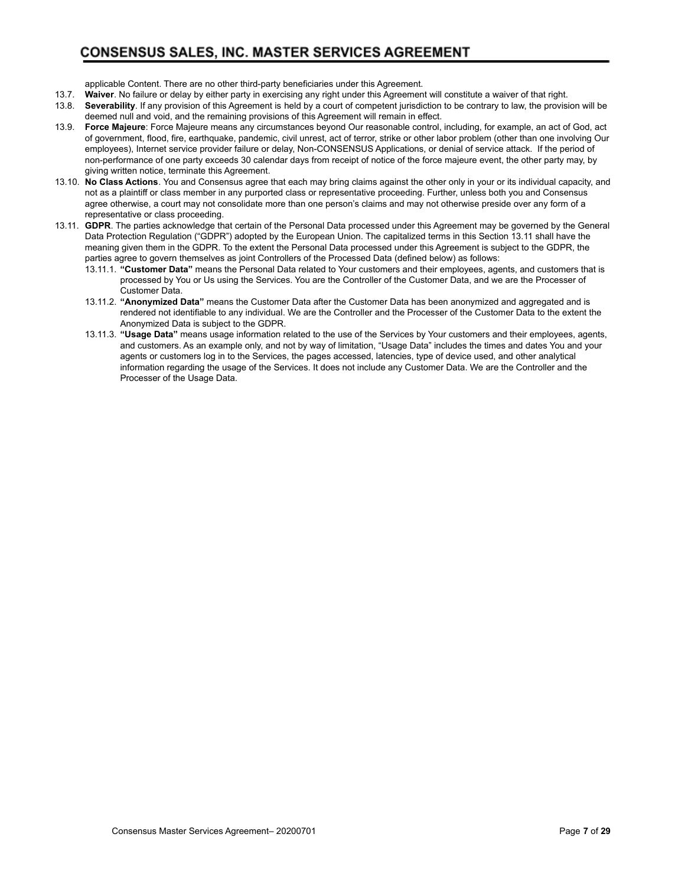applicable Content. There are no other third-party beneficiaries under this Agreement.

13.7. **Waiver**. No failure or delay by either party in exercising any right under this Agreement will constitute a waiver of that right.

13.8. **Severability**. If any provision of this Agreement is held by a court of competent jurisdiction to be contrary to law, the provision will be deemed null and void, and the remaining provisions of this Agreement will remain in effect.

13.9. **Force Majeure**: Force Majeure means any circumstances beyond Our reasonable control, including, for example, an act of God, act of government, flood, fire, earthquake, pandemic, civil unrest, act of terror, strike or other labor problem (other than one involving Our employees), Internet service provider failure or delay, Non-CONSENSUS Applications, or denial of service attack. If the period of non-performance of one party exceeds 30 calendar days from receipt of notice of the force majeure event, the other party may, by giving written notice, terminate this Agreement.

13.10. **No Class Actions**. You and Consensus agree that each may bring claims against the other only in your or its individual capacity, and not as a plaintiff or class member in any purported class or representative proceeding. Further, unless both you and Consensus agree otherwise, a court may not consolidate more than one person's claims and may not otherwise preside over any form of a representative or class proceeding.

13.11. **GDPR**. The parties acknowledge that certain of the Personal Data processed under this Agreement may be governed by the General Data Protection Regulation ("GDPR") adopted by the European Union. The capitalized terms in this Section 13.11 shall have the meaning given them in the GDPR. To the extent the Personal Data processed under this Agreement is subject to the GDPR, the parties agree to govern themselves as joint Controllers of the Processed Data (defined below) as follows:

13.11.1. **"Customer Data"** means the Personal Data related to Your customers and their employees, agents, and customers that is processed by You or Us using the Services. You are the Controller of the Customer Data, and we are the Processer of Customer Data.

13.11.2. **"Anonymized Data"** means the Customer Data after the Customer Data has been anonymized and aggregated and is rendered not identifiable to any individual. We are the Controller and the Processer of the Customer Data to the extent the Anonymized Data is subject to the GDPR.

13.11.3. **"Usage Data"** means usage information related to the use of the Services by Your customers and their employees, agents, and customers. As an example only, and not by way of limitation, "Usage Data" includes the times and dates You and your agents or customers log in to the Services, the pages accessed, latencies, type of device used, and other analytical information regarding the usage of the Services. It does not include any Customer Data. We are the Controller and the Processer of the Usage Data.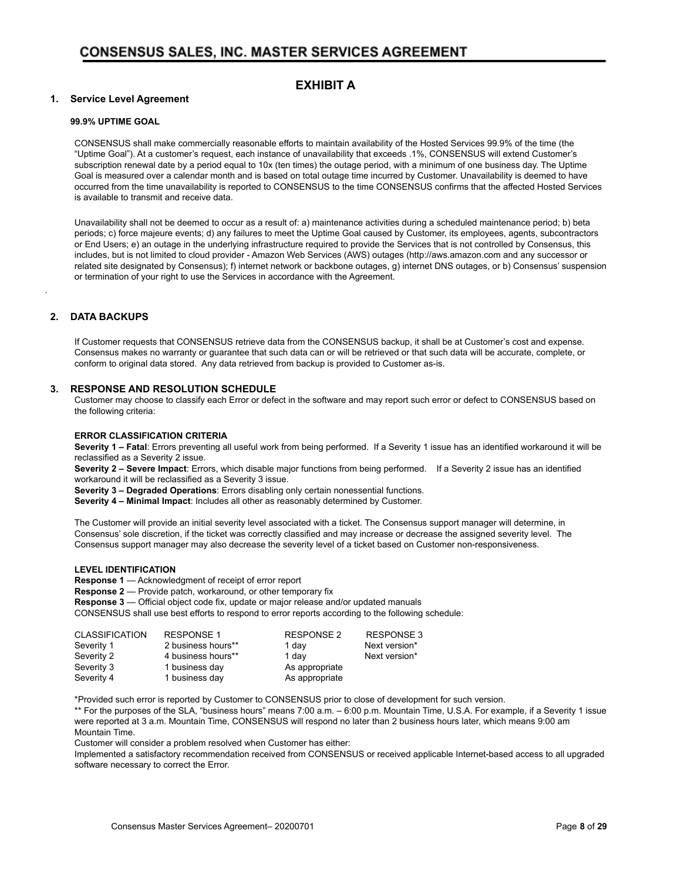# EXHIBIT A

## 1. Service Level Agreement

**99.9% UPTIME GOAL**

CONSENSUS shall make commercially reasonable efforts to maintain availability of the Hosted Services 99.9% of the time (the "Uptime Goal"). At a customer's request, each instance of unavailability that exceeds .1%, CONSENSUS will extend Customer's subscription renewal date by a period equal to 10x (ten times) the outage period, with a minimum of one business day. The Uptime Goal is measured over a calendar month and is based on total outage time incurred by Customer. Unavailability is deemed to have occurred from the time unavailability is reported to CONSENSUS to the time CONSENSUS confirms that the affected Hosted Services is available to transmit and receive data.

Unavailability shall not be deemed to occur as a result of: a) maintenance activities during a scheduled maintenance period; b) beta periods; c) force majeure events; d) any failures to meet the Uptime Goal caused by Customer, its employees, agents, subcontractors or End Users; e) an outage in the underlying infrastructure required to provide the Services that is not controlled by Consensus, this includes, but is not limited to cloud provider - Amazon Web Services (AWS) outages (http://aws.amazon.com and any successor or related site designated by Consensus); f) internet network or backbone outages, g) internet DNS outages, or b) Consensus' suspension or termination of your right to use the Services in accordance with the Agreement.

## 2. DATA BACKUPS

If Customer requests that CONSENSUS retrieve data from the CONSENSUS backup, it shall be at Customer's cost and expense. Consensus makes no warranty or guarantee that such data can or will be retrieved or that such data will be accurate, complete, or conform to original data stored. Any data retrieved from backup is provided to Customer as-is.

## 3. RESPONSE AND RESOLUTION SCHEDULE

Customer may choose to classify each Error or defect in the software and may report such error or defect to CONSENSUS based on the following criteria:

**ERROR CLASSIFICATION CRITERIA**

**Severity 1 – Fatal**: Errors preventing all useful work from being performed. If a Severity 1 issue has an identified workaround it will be reclassified as a Severity 2 issue.

**Severity 2 – Severe Impact**: Errors, which disable major functions from being performed. If a Severity 2 issue has an identified workaround it will be reclassified as a Severity 3 issue.

**Severity 3 – Degraded Operations**: Errors disabling only certain nonessential functions.

**Severity 4 – Minimal Impact**: Includes all other as reasonably determined by Customer.

The Customer will provide an initial severity level associated with a ticket. The Consensus support manager will determine, in Consensus' sole discretion, if the ticket was correctly classified and may increase or decrease the assigned severity level. The Consensus support manager may also decrease the severity level of a ticket based on Customer non-responsiveness.

**LEVEL IDENTIFICATION**

**Response 1** — Acknowledgment of receipt of error report

**Response 2** — Provide patch, workaround, or other temporary fix

**Response 3** — Official object code fix, update or major release and/or updated manuals

CONSENSUS shall use best efforts to respond to error reports according to the following schedule:

| CLASSIFICATION | RESPONSE 1 | RESPONSE 2 | RESPONSE 3 |
|---|---|---|---|
| Severity 1 | 2 business hours** | 1 day | Next version* |
| Severity 2 | 4 business hours** | 1 day | Next version* |
| Severity 3 | 1 business day | As appropriate | |
| Severity 4 | 1 business day | As appropriate | |

*Provided such error is reported by Customer to CONSENSUS prior to close of development for such version.

** For the purposes of the SLA, "business hours" means 7:00 a.m. – 6:00 p.m. Mountain Time, U.S.A. For example, if a Severity 1 issue were reported at 3 a.m. Mountain Time, CONSENSUS will respond no later than 2 business hours later, which means 9:00 am Mountain Time.

Customer will consider a problem resolved when Customer has either:

Implemented a satisfactory recommendation received from CONSENSUS or received applicable Internet-based access to all upgraded software necessary to correct the Error.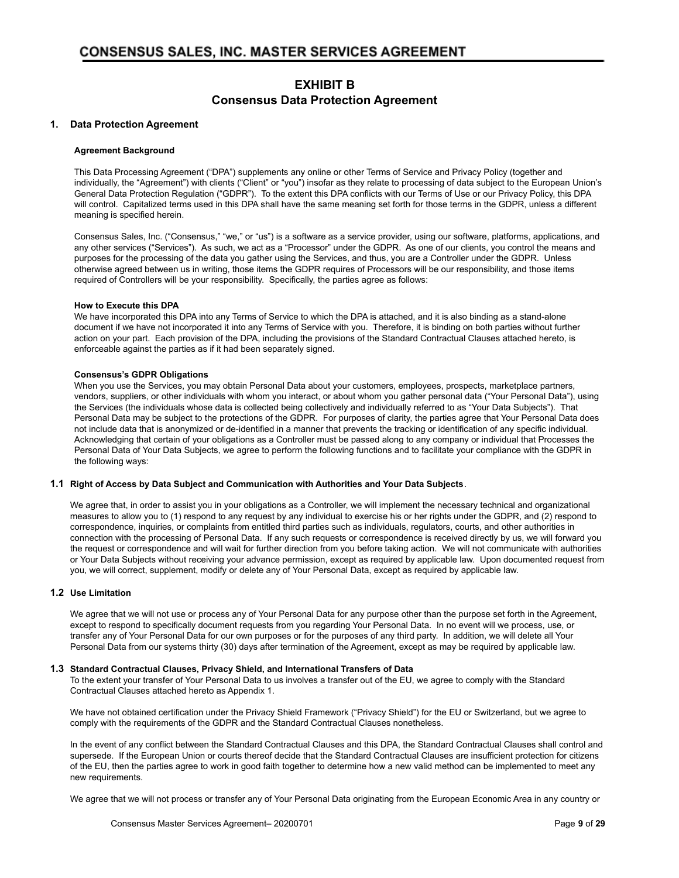# EXHIBIT B
# Consensus Data Protection Agreement

## 1. Data Protection Agreement

### Agreement Background

This Data Processing Agreement ("DPA") supplements any online or other Terms of Service and Privacy Policy (together and individually, the "Agreement") with clients ("Client" or "you") insofar as they relate to processing of data subject to the European Union's General Data Protection Regulation ("GDPR"). To the extent this DPA conflicts with our Terms of Use or our Privacy Policy, this DPA will control. Capitalized terms used in this DPA shall have the same meaning set forth for those terms in the GDPR, unless a different meaning is specified herein.

Consensus Sales, Inc. ("Consensus," "we," or "us") is a software as a service provider, using our software, platforms, applications, and any other services ("Services"). As such, we act as a "Processor" under the GDPR. As one of our clients, you control the means and purposes for the processing of the data you gather using the Services, and thus, you are a Controller under the GDPR. Unless otherwise agreed between us in writing, those items the GDPR requires of Processors will be our responsibility, and those items required of Controllers will be your responsibility. Specifically, the parties agree as follows:

### How to Execute this DPA

We have incorporated this DPA into any Terms of Service to which the DPA is attached, and it is also binding as a stand-alone document if we have not incorporated it into any Terms of Service with you. Therefore, it is binding on both parties without further action on your part. Each provision of the DPA, including the provisions of the Standard Contractual Clauses attached hereto, is enforceable against the parties as if it had been separately signed.

### Consensus's GDPR Obligations

When you use the Services, you may obtain Personal Data about your customers, employees, prospects, marketplace partners, vendors, suppliers, or other individuals with whom you interact, or about whom you gather personal data ("Your Personal Data"), using the Services (the individuals whose data is collected being collectively and individually referred to as "Your Data Subjects"). That Personal Data may be subject to the protections of the GDPR. For purposes of clarity, the parties agree that Your Personal Data does not include data that is anonymized or de-identified in a manner that prevents the tracking or identification of any specific individual. Acknowledging that certain of your obligations as a Controller must be passed along to any company or individual that Processes the Personal Data of Your Data Subjects, we agree to perform the following functions and to facilitate your compliance with the GDPR in the following ways:

### 1.1 Right of Access by Data Subject and Communication with Authorities and Your Data Subjects.

We agree that, in order to assist you in your obligations as a Controller, we will implement the necessary technical and organizational measures to allow you to (1) respond to any request by any individual to exercise his or her rights under the GDPR, and (2) respond to correspondence, inquiries, or complaints from entitled third parties such as individuals, regulators, courts, and other authorities in connection with the processing of Personal Data. If any such requests or correspondence is received directly by us, we will forward you the request or correspondence and will wait for further direction from you before taking action. We will not communicate with authorities or Your Data Subjects without receiving your advance permission, except as required by applicable law. Upon documented request from you, we will correct, supplement, modify or delete any of Your Personal Data, except as required by applicable law.

### 1.2 Use Limitation

We agree that we will not use or process any of Your Personal Data for any purpose other than the purpose set forth in the Agreement, except to respond to specifically document requests from you regarding Your Personal Data. In no event will we process, use, or transfer any of Your Personal Data for our own purposes or for the purposes of any third party. In addition, we will delete all Your Personal Data from our systems thirty (30) days after termination of the Agreement, except as may be required by applicable law.

### 1.3 Standard Contractual Clauses, Privacy Shield, and International Transfers of Data

To the extent your transfer of Your Personal Data to us involves a transfer out of the EU, we agree to comply with the Standard Contractual Clauses attached hereto as Appendix 1.

We have not obtained certification under the Privacy Shield Framework ("Privacy Shield") for the EU or Switzerland, but we agree to comply with the requirements of the GDPR and the Standard Contractual Clauses nonetheless.

In the event of any conflict between the Standard Contractual Clauses and this DPA, the Standard Contractual Clauses shall control and supersede. If the European Union or courts thereof decide that the Standard Contractual Clauses are insufficient protection for citizens of the EU, then the parties agree to work in good faith together to determine how a new valid method can be implemented to meet any new requirements.

We agree that we will not process or transfer any of Your Personal Data originating from the European Economic Area in any country or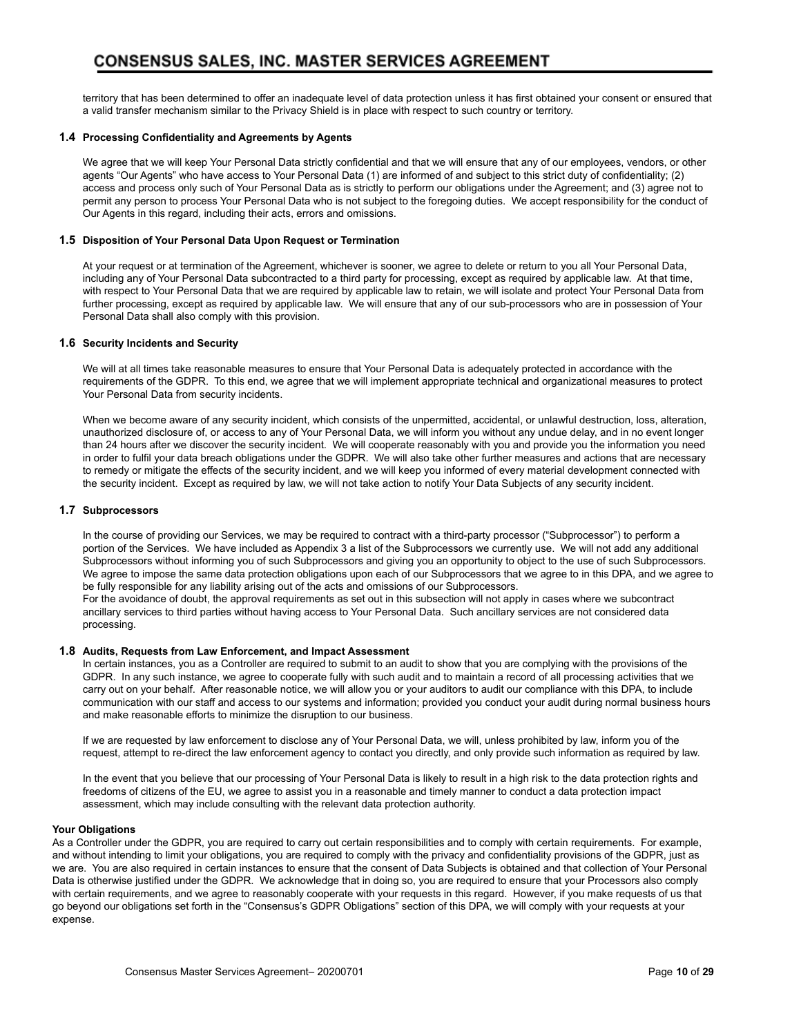territory that has been determined to offer an inadequate level of data protection unless it has first obtained your consent or ensured that a valid transfer mechanism similar to the Privacy Shield is in place with respect to such country or territory.

### 1.4 Processing Confidentiality and Agreements by Agents

We agree that we will keep Your Personal Data strictly confidential and that we will ensure that any of our employees, vendors, or other agents "Our Agents" who have access to Your Personal Data (1) are informed of and subject to this strict duty of confidentiality; (2) access and process only such of Your Personal Data as is strictly to perform our obligations under the Agreement; and (3) agree not to permit any person to process Your Personal Data who is not subject to the foregoing duties. We accept responsibility for the conduct of Our Agents in this regard, including their acts, errors and omissions.

### 1.5 Disposition of Your Personal Data Upon Request or Termination

At your request or at termination of the Agreement, whichever is sooner, we agree to delete or return to you all Your Personal Data, including any of Your Personal Data subcontracted to a third party for processing, except as required by applicable law. At that time, with respect to Your Personal Data that we are required by applicable law to retain, we will isolate and protect Your Personal Data from further processing, except as required by applicable law. We will ensure that any of our sub-processors who are in possession of Your Personal Data shall also comply with this provision.

### 1.6 Security Incidents and Security

We will at all times take reasonable measures to ensure that Your Personal Data is adequately protected in accordance with the requirements of the GDPR. To this end, we agree that we will implement appropriate technical and organizational measures to protect Your Personal Data from security incidents.

When we become aware of any security incident, which consists of the unpermitted, accidental, or unlawful destruction, loss, alteration, unauthorized disclosure of, or access to any of Your Personal Data, we will inform you without any undue delay, and in no event longer than 24 hours after we discover the security incident. We will cooperate reasonably with you and provide you the information you need in order to fulfil your data breach obligations under the GDPR. We will also take other further measures and actions that are necessary to remedy or mitigate the effects of the security incident, and we will keep you informed of every material development connected with the security incident. Except as required by law, we will not take action to notify Your Data Subjects of any security incident.

### 1.7 Subprocessors

In the course of providing our Services, we may be required to contract with a third-party processor ("Subprocessor") to perform a portion of the Services. We have included as Appendix 3 a list of the Subprocessors we currently use. We will not add any additional Subprocessors without informing you of such Subprocessors and giving you an opportunity to object to the use of such Subprocessors. We agree to impose the same data protection obligations upon each of our Subprocessors that we agree to in this DPA, and we agree to be fully responsible for any liability arising out of the acts and omissions of our Subprocessors.
For the avoidance of doubt, the approval requirements as set out in this subsection will not apply in cases where we subcontract ancillary services to third parties without having access to Your Personal Data. Such ancillary services are not considered data processing.

### 1.8 Audits, Requests from Law Enforcement, and Impact Assessment

In certain instances, you as a Controller are required to submit to an audit to show that you are complying with the provisions of the GDPR. In any such instance, we agree to cooperate fully with such audit and to maintain a record of all processing activities that we carry out on your behalf. After reasonable notice, we will allow you or your auditors to audit our compliance with this DPA, to include communication with our staff and access to our systems and information; provided you conduct your audit during normal business hours and make reasonable efforts to minimize the disruption to our business.

If we are requested by law enforcement to disclose any of Your Personal Data, we will, unless prohibited by law, inform you of the request, attempt to re-direct the law enforcement agency to contact you directly, and only provide such information as required by law.

In the event that you believe that our processing of Your Personal Data is likely to result in a high risk to the data protection rights and freedoms of citizens of the EU, we agree to assist you in a reasonable and timely manner to conduct a data protection impact assessment, which may include consulting with the relevant data protection authority.

**Your Obligations**

As a Controller under the GDPR, you are required to carry out certain responsibilities and to comply with certain requirements. For example, and without intending to limit your obligations, you are required to comply with the privacy and confidentiality provisions of the GDPR, just as we are. You are also required in certain instances to ensure that the consent of Data Subjects is obtained and that collection of Your Personal Data is otherwise justified under the GDPR. We acknowledge that in doing so, you are required to ensure that your Processors also comply with certain requirements, and we agree to reasonably cooperate with your requests in this regard. However, if you make requests of us that go beyond our obligations set forth in the "Consensus's GDPR Obligations" section of this DPA, we will comply with your requests at your expense.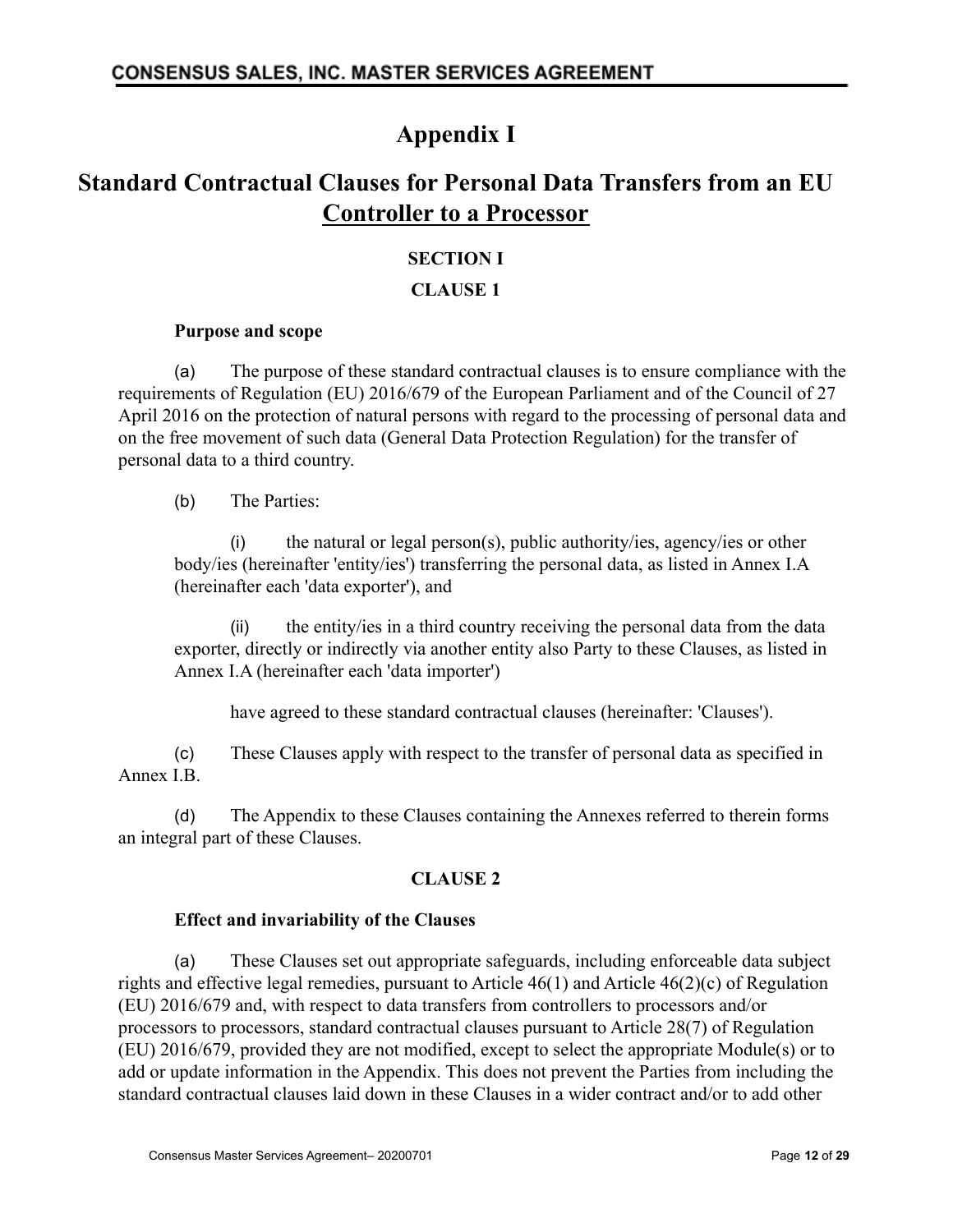# Appendix I

# Standard Contractual Clauses for Personal Data Transfers from an EU Controller to a Processor

## SECTION I

### CLAUSE 1

**Purpose and scope**

(a) The purpose of these standard contractual clauses is to ensure compliance with the requirements of Regulation (EU) 2016/679 of the European Parliament and of the Council of 27 April 2016 on the protection of natural persons with regard to the processing of personal data and on the free movement of such data (General Data Protection Regulation) for the transfer of personal data to a third country.

(b) The Parties:

(i) the natural or legal person(s), public authority/ies, agency/ies or other body/ies (hereinafter 'entity/ies') transferring the personal data, as listed in Annex I.A (hereinafter each 'data exporter'), and

(ii) the entity/ies in a third country receiving the personal data from the data exporter, directly or indirectly via another entity also Party to these Clauses, as listed in Annex I.A (hereinafter each 'data importer')

have agreed to these standard contractual clauses (hereinafter: 'Clauses').

(c) These Clauses apply with respect to the transfer of personal data as specified in Annex I.B.

(d) The Appendix to these Clauses containing the Annexes referred to therein forms an integral part of these Clauses.

### CLAUSE 2

**Effect and invariability of the Clauses**

(a) These Clauses set out appropriate safeguards, including enforceable data subject rights and effective legal remedies, pursuant to Article 46(1) and Article 46(2)(c) of Regulation (EU) 2016/679 and, with respect to data transfers from controllers to processors and/or processors to processors, standard contractual clauses pursuant to Article 28(7) of Regulation (EU) 2016/679, provided they are not modified, except to select the appropriate Module(s) or to add or update information in the Appendix. This does not prevent the Parties from including the standard contractual clauses laid down in these Clauses in a wider contract and/or to add other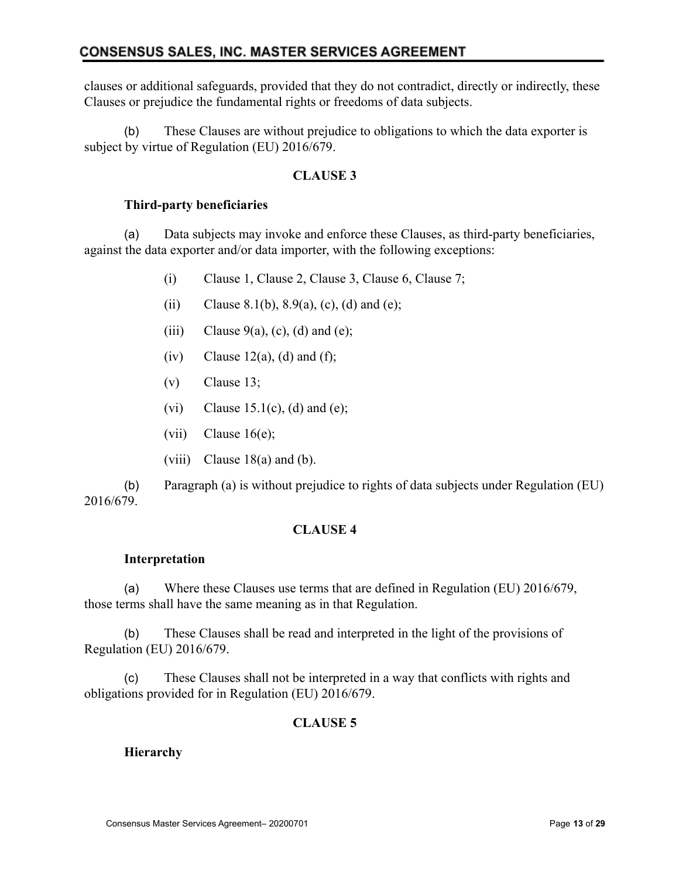clauses or additional safeguards, provided that they do not contradict, directly or indirectly, these Clauses or prejudice the fundamental rights or freedoms of data subjects.

(b) These Clauses are without prejudice to obligations to which the data exporter is subject by virtue of Regulation (EU) 2016/679.

**CLAUSE 3**

**Third-party beneficiaries**

(a) Data subjects may invoke and enforce these Clauses, as third-party beneficiaries, against the data exporter and/or data importer, with the following exceptions:

(i) Clause 1, Clause 2, Clause 3, Clause 6, Clause 7;

(ii) Clause 8.1(b), 8.9(a), (c), (d) and (e);

(iii) Clause 9(a), (c), (d) and (e);

(iv) Clause 12(a), (d) and (f);

(v) Clause 13;

(vi) Clause 15.1(c), (d) and (e);

(vii) Clause 16(e);

(viii) Clause 18(a) and (b).

(b) Paragraph (a) is without prejudice to rights of data subjects under Regulation (EU) 2016/679.

**CLAUSE 4**

**Interpretation**

(a) Where these Clauses use terms that are defined in Regulation (EU) 2016/679, those terms shall have the same meaning as in that Regulation.

(b) These Clauses shall be read and interpreted in the light of the provisions of Regulation (EU) 2016/679.

(c) These Clauses shall not be interpreted in a way that conflicts with rights and obligations provided for in Regulation (EU) 2016/679.

**CLAUSE 5**

**Hierarchy**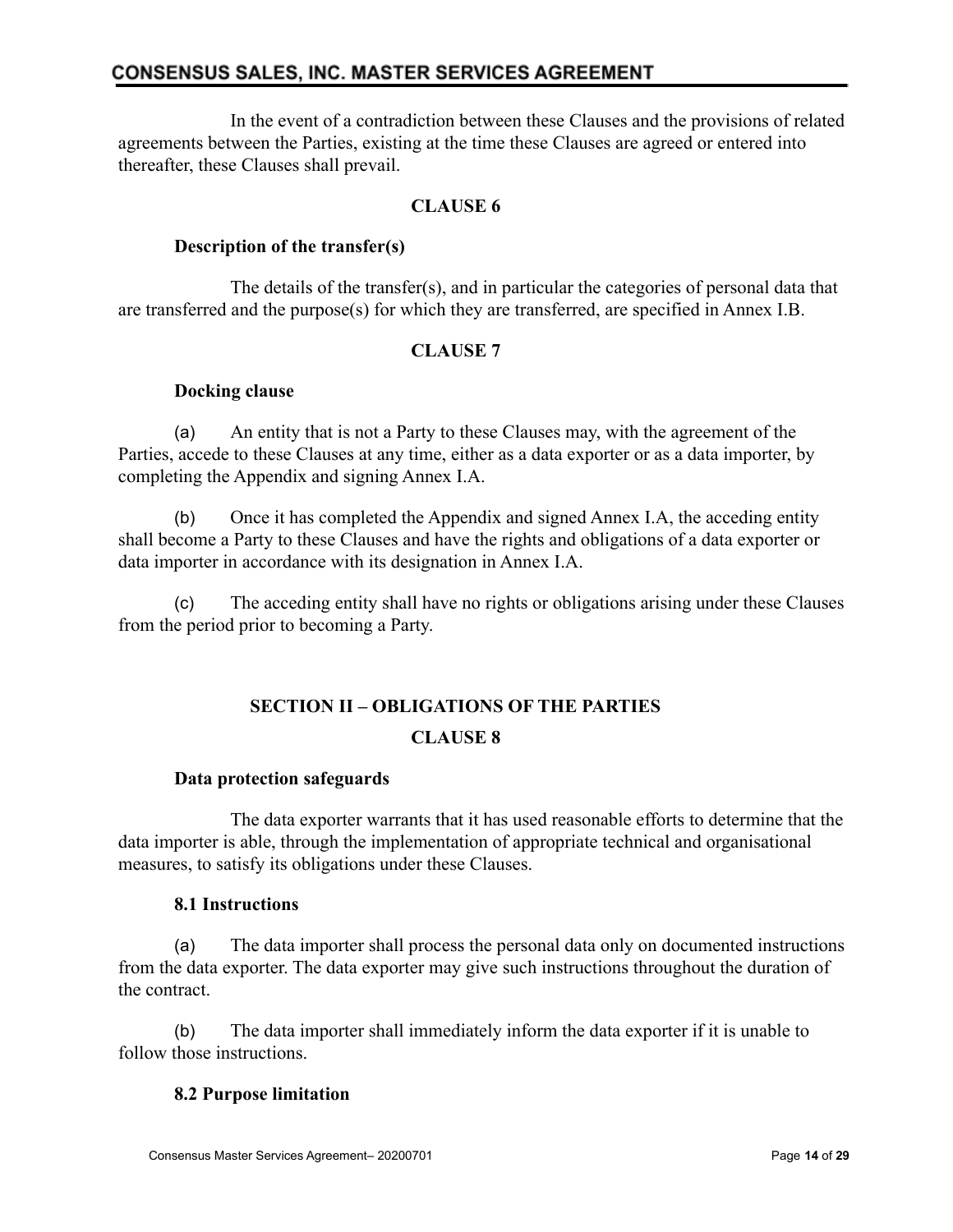In the event of a contradiction between these Clauses and the provisions of related agreements between the Parties, existing at the time these Clauses are agreed or entered into thereafter, these Clauses shall prevail.

### CLAUSE 6

**Description of the transfer(s)**

The details of the transfer(s), and in particular the categories of personal data that are transferred and the purpose(s) for which they are transferred, are specified in Annex I.B.

### CLAUSE 7

**Docking clause**

(a) An entity that is not a Party to these Clauses may, with the agreement of the Parties, accede to these Clauses at any time, either as a data exporter or as a data importer, by completing the Appendix and signing Annex I.A.

(b) Once it has completed the Appendix and signed Annex I.A, the acceding entity shall become a Party to these Clauses and have the rights and obligations of a data exporter or data importer in accordance with its designation in Annex I.A.

(c) The acceding entity shall have no rights or obligations arising under these Clauses from the period prior to becoming a Party.

## SECTION II – OBLIGATIONS OF THE PARTIES

### CLAUSE 8

**Data protection safeguards**

The data exporter warrants that it has used reasonable efforts to determine that the data importer is able, through the implementation of appropriate technical and organisational measures, to satisfy its obligations under these Clauses.

**8.1 Instructions**

(a) The data importer shall process the personal data only on documented instructions from the data exporter. The data exporter may give such instructions throughout the duration of the contract.

(b) The data importer shall immediately inform the data exporter if it is unable to follow those instructions.

**8.2 Purpose limitation**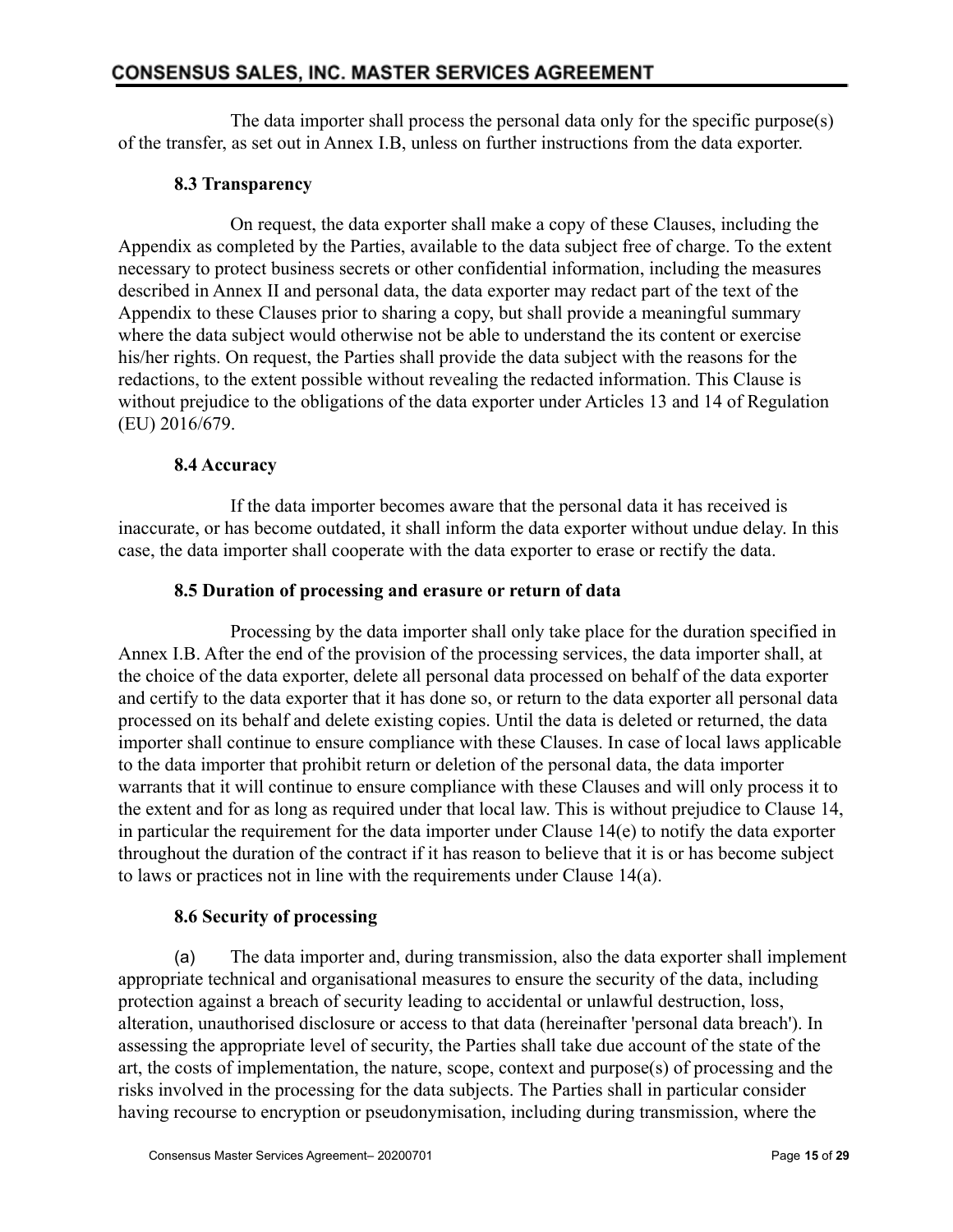The data importer shall process the personal data only for the specific purpose(s) of the transfer, as set out in Annex I.B, unless on further instructions from the data exporter.

**8.3 Transparency**

On request, the data exporter shall make a copy of these Clauses, including the Appendix as completed by the Parties, available to the data subject free of charge. To the extent necessary to protect business secrets or other confidential information, including the measures described in Annex II and personal data, the data exporter may redact part of the text of the Appendix to these Clauses prior to sharing a copy, but shall provide a meaningful summary where the data subject would otherwise not be able to understand the its content or exercise his/her rights. On request, the Parties shall provide the data subject with the reasons for the redactions, to the extent possible without revealing the redacted information. This Clause is without prejudice to the obligations of the data exporter under Articles 13 and 14 of Regulation (EU) 2016/679.

**8.4 Accuracy**

If the data importer becomes aware that the personal data it has received is inaccurate, or has become outdated, it shall inform the data exporter without undue delay. In this case, the data importer shall cooperate with the data exporter to erase or rectify the data.

**8.5 Duration of processing and erasure or return of data**

Processing by the data importer shall only take place for the duration specified in Annex I.B. After the end of the provision of the processing services, the data importer shall, at the choice of the data exporter, delete all personal data processed on behalf of the data exporter and certify to the data exporter that it has done so, or return to the data exporter all personal data processed on its behalf and delete existing copies. Until the data is deleted or returned, the data importer shall continue to ensure compliance with these Clauses. In case of local laws applicable to the data importer that prohibit return or deletion of the personal data, the data importer warrants that it will continue to ensure compliance with these Clauses and will only process it to the extent and for as long as required under that local law. This is without prejudice to Clause 14, in particular the requirement for the data importer under Clause 14(e) to notify the data exporter throughout the duration of the contract if it has reason to believe that it is or has become subject to laws or practices not in line with the requirements under Clause 14(a).

**8.6 Security of processing**

(a) The data importer and, during transmission, also the data exporter shall implement appropriate technical and organisational measures to ensure the security of the data, including protection against a breach of security leading to accidental or unlawful destruction, loss, alteration, unauthorised disclosure or access to that data (hereinafter 'personal data breach'). In assessing the appropriate level of security, the Parties shall take due account of the state of the art, the costs of implementation, the nature, scope, context and purpose(s) of processing and the risks involved in the processing for the data subjects. The Parties shall in particular consider having recourse to encryption or pseudonymisation, including during transmission, where the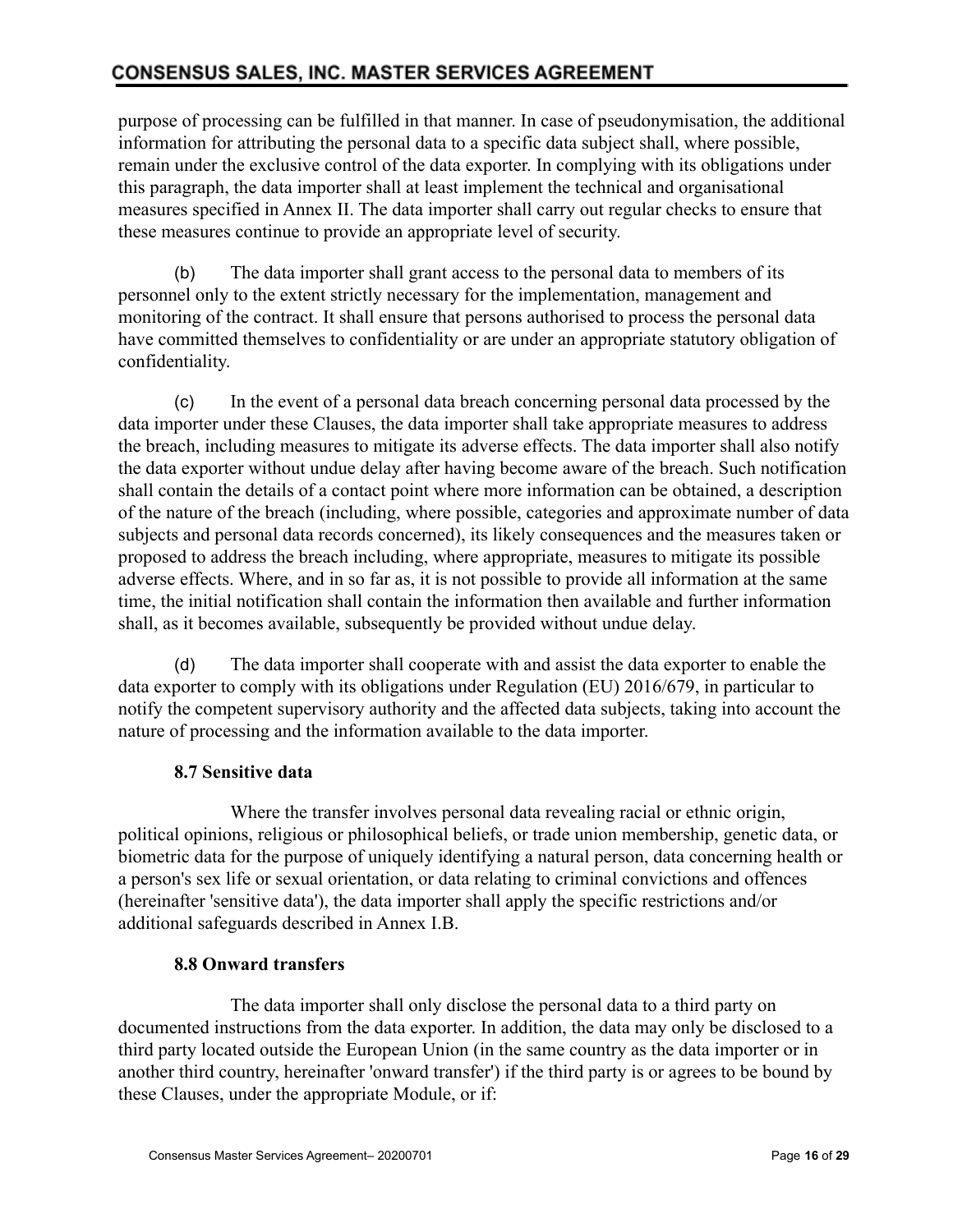purpose of processing can be fulfilled in that manner. In case of pseudonymisation, the additional information for attributing the personal data to a specific data subject shall, where possible, remain under the exclusive control of the data exporter. In complying with its obligations under this paragraph, the data importer shall at least implement the technical and organisational measures specified in Annex II. The data importer shall carry out regular checks to ensure that these measures continue to provide an appropriate level of security.

(b) The data importer shall grant access to the personal data to members of its personnel only to the extent strictly necessary for the implementation, management and monitoring of the contract. It shall ensure that persons authorised to process the personal data have committed themselves to confidentiality or are under an appropriate statutory obligation of confidentiality.

(c) In the event of a personal data breach concerning personal data processed by the data importer under these Clauses, the data importer shall take appropriate measures to address the breach, including measures to mitigate its adverse effects. The data importer shall also notify the data exporter without undue delay after having become aware of the breach. Such notification shall contain the details of a contact point where more information can be obtained, a description of the nature of the breach (including, where possible, categories and approximate number of data subjects and personal data records concerned), its likely consequences and the measures taken or proposed to address the breach including, where appropriate, measures to mitigate its possible adverse effects. Where, and in so far as, it is not possible to provide all information at the same time, the initial notification shall contain the information then available and further information shall, as it becomes available, subsequently be provided without undue delay.

(d) The data importer shall cooperate with and assist the data exporter to enable the data exporter to comply with its obligations under Regulation (EU) 2016/679, in particular to notify the competent supervisory authority and the affected data subjects, taking into account the nature of processing and the information available to the data importer.

**8.7 Sensitive data**

Where the transfer involves personal data revealing racial or ethnic origin, political opinions, religious or philosophical beliefs, or trade union membership, genetic data, or biometric data for the purpose of uniquely identifying a natural person, data concerning health or a person's sex life or sexual orientation, or data relating to criminal convictions and offences (hereinafter 'sensitive data'), the data importer shall apply the specific restrictions and/or additional safeguards described in Annex I.B.

**8.8 Onward transfers**

The data importer shall only disclose the personal data to a third party on documented instructions from the data exporter. In addition, the data may only be disclosed to a third party located outside the European Union (in the same country as the data importer or in another third country, hereinafter 'onward transfer') if the third party is or agrees to be bound by these Clauses, under the appropriate Module, or if: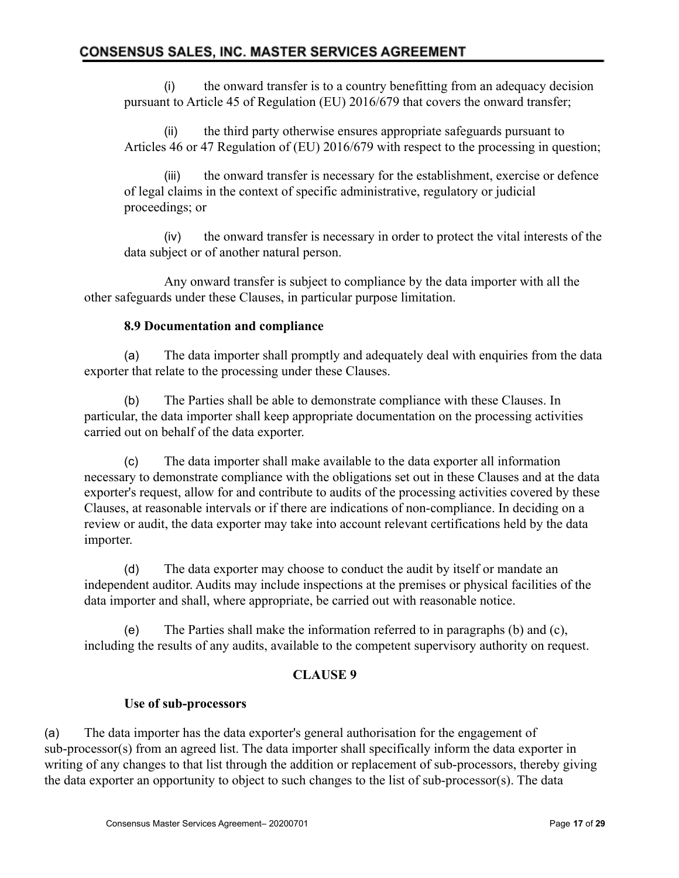(i) the onward transfer is to a country benefitting from an adequacy decision pursuant to Article 45 of Regulation (EU) 2016/679 that covers the onward transfer;

(ii) the third party otherwise ensures appropriate safeguards pursuant to Articles 46 or 47 Regulation of (EU) 2016/679 with respect to the processing in question;

(iii) the onward transfer is necessary for the establishment, exercise or defence of legal claims in the context of specific administrative, regulatory or judicial proceedings; or

(iv) the onward transfer is necessary in order to protect the vital interests of the data subject or of another natural person.

Any onward transfer is subject to compliance by the data importer with all the other safeguards under these Clauses, in particular purpose limitation.

**8.9 Documentation and compliance**

(a) The data importer shall promptly and adequately deal with enquiries from the data exporter that relate to the processing under these Clauses.

(b) The Parties shall be able to demonstrate compliance with these Clauses. In particular, the data importer shall keep appropriate documentation on the processing activities carried out on behalf of the data exporter.

(c) The data importer shall make available to the data exporter all information necessary to demonstrate compliance with the obligations set out in these Clauses and at the data exporter's request, allow for and contribute to audits of the processing activities covered by these Clauses, at reasonable intervals or if there are indications of non-compliance. In deciding on a review or audit, the data exporter may take into account relevant certifications held by the data importer.

(d) The data exporter may choose to conduct the audit by itself or mandate an independent auditor. Audits may include inspections at the premises or physical facilities of the data importer and shall, where appropriate, be carried out with reasonable notice.

(e) The Parties shall make the information referred to in paragraphs (b) and (c), including the results of any audits, available to the competent supervisory authority on request.

**CLAUSE 9**

**Use of sub-processors**

(a) The data importer has the data exporter's general authorisation for the engagement of sub-processor(s) from an agreed list. The data importer shall specifically inform the data exporter in writing of any changes to that list through the addition or replacement of sub-processors, thereby giving the data exporter an opportunity to object to such changes to the list of sub-processor(s). The data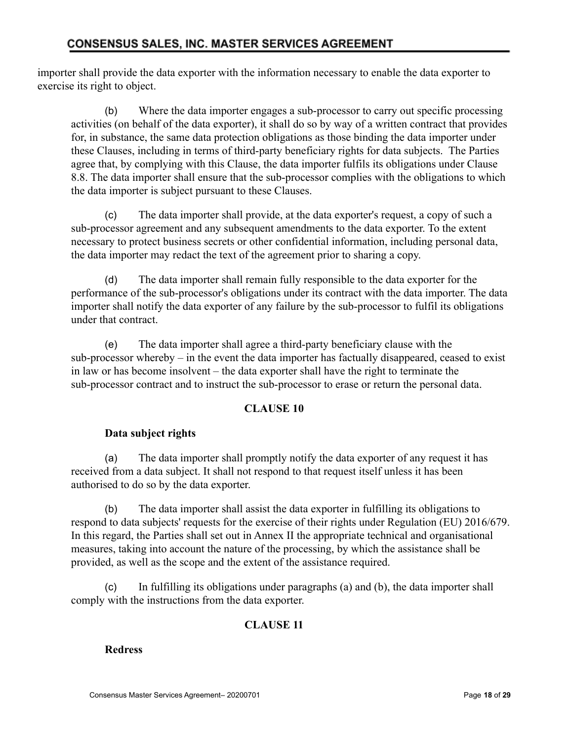importer shall provide the data exporter with the information necessary to enable the data exporter to exercise its right to object.

(b) Where the data importer engages a sub-processor to carry out specific processing activities (on behalf of the data exporter), it shall do so by way of a written contract that provides for, in substance, the same data protection obligations as those binding the data importer under these Clauses, including in terms of third-party beneficiary rights for data subjects. The Parties agree that, by complying with this Clause, the data importer fulfils its obligations under Clause 8.8. The data importer shall ensure that the sub-processor complies with the obligations to which the data importer is subject pursuant to these Clauses.

(c) The data importer shall provide, at the data exporter's request, a copy of such a sub-processor agreement and any subsequent amendments to the data exporter. To the extent necessary to protect business secrets or other confidential information, including personal data, the data importer may redact the text of the agreement prior to sharing a copy.

(d) The data importer shall remain fully responsible to the data exporter for the performance of the sub-processor's obligations under its contract with the data importer. The data importer shall notify the data exporter of any failure by the sub-processor to fulfil its obligations under that contract.

(e) The data importer shall agree a third-party beneficiary clause with the sub-processor whereby – in the event the data importer has factually disappeared, ceased to exist in law or has become insolvent – the data exporter shall have the right to terminate the sub-processor contract and to instruct the sub-processor to erase or return the personal data.

## CLAUSE 10

### Data subject rights

(a) The data importer shall promptly notify the data exporter of any request it has received from a data subject. It shall not respond to that request itself unless it has been authorised to do so by the data exporter.

(b) The data importer shall assist the data exporter in fulfilling its obligations to respond to data subjects' requests for the exercise of their rights under Regulation (EU) 2016/679. In this regard, the Parties shall set out in Annex II the appropriate technical and organisational measures, taking into account the nature of the processing, by which the assistance shall be provided, as well as the scope and the extent of the assistance required.

(c) In fulfilling its obligations under paragraphs (a) and (b), the data importer shall comply with the instructions from the data exporter.

## CLAUSE 11

### Redress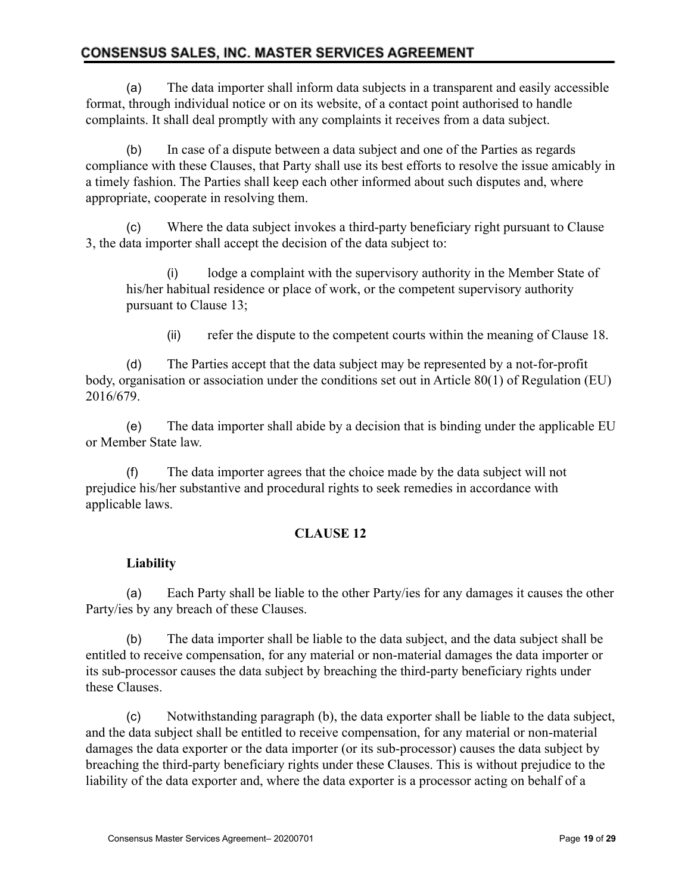(a) The data importer shall inform data subjects in a transparent and easily accessible format, through individual notice or on its website, of a contact point authorised to handle complaints. It shall deal promptly with any complaints it receives from a data subject.

(b) In case of a dispute between a data subject and one of the Parties as regards compliance with these Clauses, that Party shall use its best efforts to resolve the issue amicably in a timely fashion. The Parties shall keep each other informed about such disputes and, where appropriate, cooperate in resolving them.

(c) Where the data subject invokes a third-party beneficiary right pursuant to Clause 3, the data importer shall accept the decision of the data subject to:

> (i) lodge a complaint with the supervisory authority in the Member State of his/her habitual residence or place of work, or the competent supervisory authority pursuant to Clause 13;
>
> (ii) refer the dispute to the competent courts within the meaning of Clause 18.

(d) The Parties accept that the data subject may be represented by a not-for-profit body, organisation or association under the conditions set out in Article 80(1) of Regulation (EU) 2016/679.

(e) The data importer shall abide by a decision that is binding under the applicable EU or Member State law.

(f) The data importer agrees that the choice made by the data subject will not prejudice his/her substantive and procedural rights to seek remedies in accordance with applicable laws.

**CLAUSE 12**

**Liability**

(a) Each Party shall be liable to the other Party/ies for any damages it causes the other Party/ies by any breach of these Clauses.

(b) The data importer shall be liable to the data subject, and the data subject shall be entitled to receive compensation, for any material or non-material damages the data importer or its sub-processor causes the data subject by breaching the third-party beneficiary rights under these Clauses.

(c) Notwithstanding paragraph (b), the data exporter shall be liable to the data subject, and the data subject shall be entitled to receive compensation, for any material or non-material damages the data exporter or the data importer (or its sub-processor) causes the data subject by breaching the third-party beneficiary rights under these Clauses. This is without prejudice to the liability of the data exporter and, where the data exporter is a processor acting on behalf of a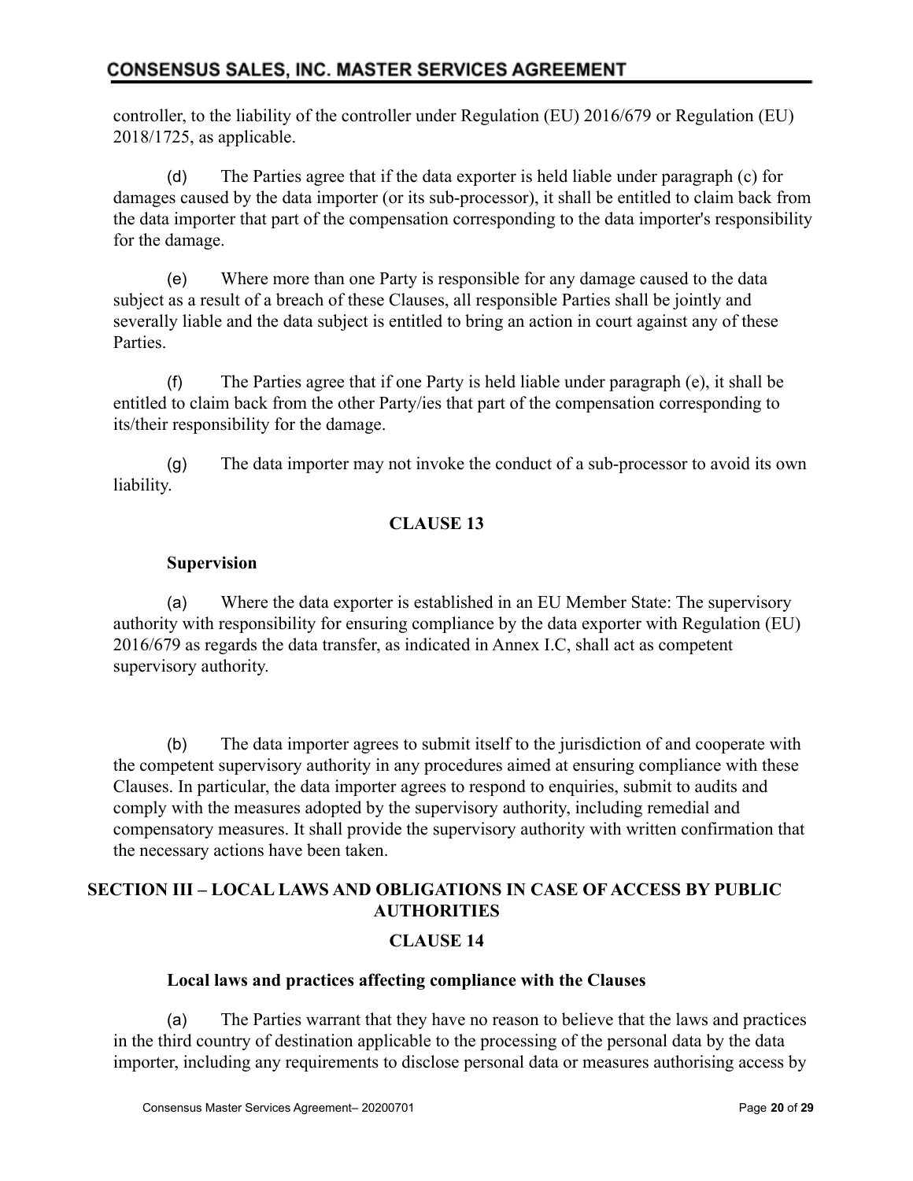controller, to the liability of the controller under Regulation (EU) 2016/679 or Regulation (EU) 2018/1725, as applicable.

(d) The Parties agree that if the data exporter is held liable under paragraph (c) for damages caused by the data importer (or its sub-processor), it shall be entitled to claim back from the data importer that part of the compensation corresponding to the data importer's responsibility for the damage.

(e) Where more than one Party is responsible for any damage caused to the data subject as a result of a breach of these Clauses, all responsible Parties shall be jointly and severally liable and the data subject is entitled to bring an action in court against any of these Parties.

(f) The Parties agree that if one Party is held liable under paragraph (e), it shall be entitled to claim back from the other Party/ies that part of the compensation corresponding to its/their responsibility for the damage.

(g) The data importer may not invoke the conduct of a sub-processor to avoid its own liability.

**CLAUSE 13**

**Supervision**

(a) Where the data exporter is established in an EU Member State: The supervisory authority with responsibility for ensuring compliance by the data exporter with Regulation (EU) 2016/679 as regards the data transfer, as indicated in Annex I.C, shall act as competent supervisory authority.

(b) The data importer agrees to submit itself to the jurisdiction of and cooperate with the competent supervisory authority in any procedures aimed at ensuring compliance with these Clauses. In particular, the data importer agrees to respond to enquiries, submit to audits and comply with the measures adopted by the supervisory authority, including remedial and compensatory measures. It shall provide the supervisory authority with written confirmation that the necessary actions have been taken.

## SECTION III – LOCAL LAWS AND OBLIGATIONS IN CASE OF ACCESS BY PUBLIC AUTHORITIES

**CLAUSE 14**

**Local laws and practices affecting compliance with the Clauses**

(a) The Parties warrant that they have no reason to believe that the laws and practices in the third country of destination applicable to the processing of the personal data by the data importer, including any requirements to disclose personal data or measures authorising access by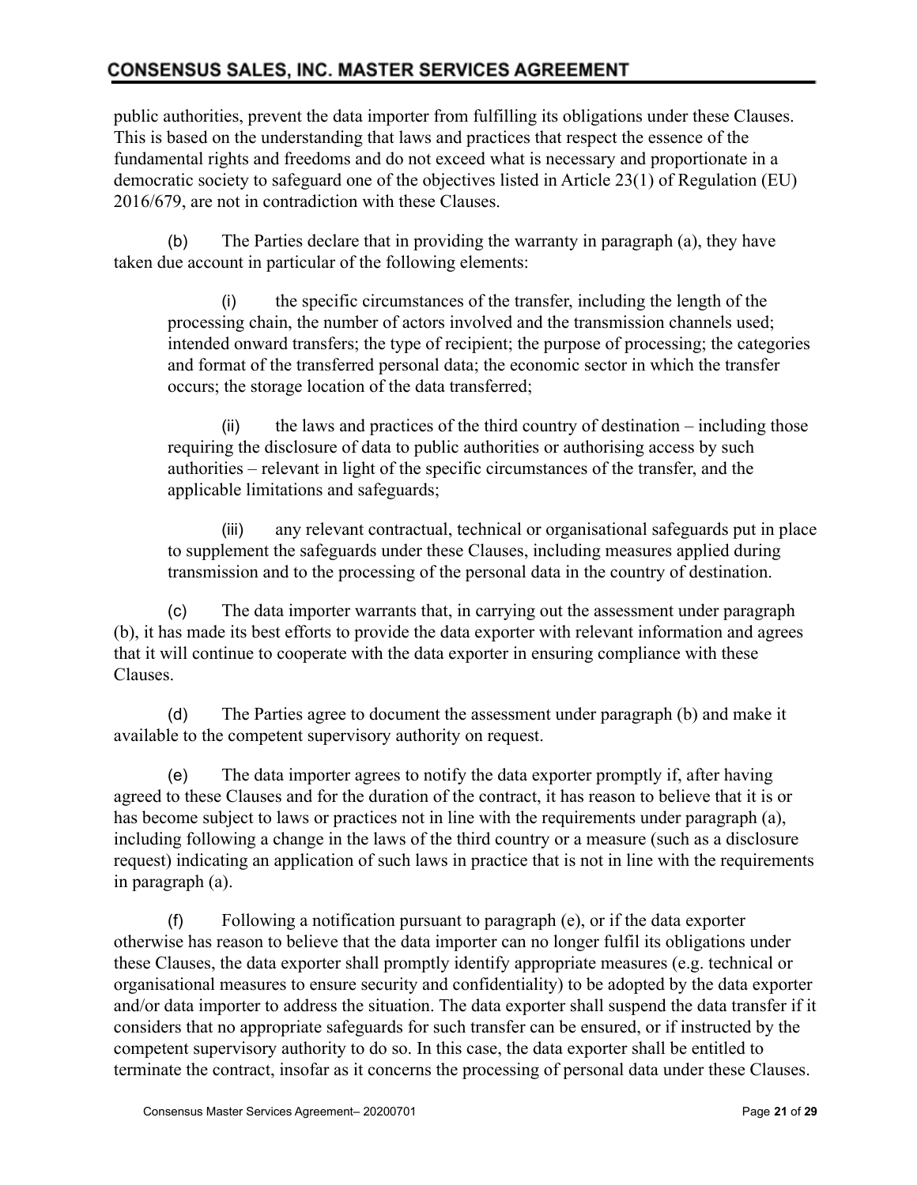public authorities, prevent the data importer from fulfilling its obligations under these Clauses. This is based on the understanding that laws and practices that respect the essence of the fundamental rights and freedoms and do not exceed what is necessary and proportionate in a democratic society to safeguard one of the objectives listed in Article 23(1) of Regulation (EU) 2016/679, are not in contradiction with these Clauses.

(b) The Parties declare that in providing the warranty in paragraph (a), they have taken due account in particular of the following elements:

(i) the specific circumstances of the transfer, including the length of the processing chain, the number of actors involved and the transmission channels used; intended onward transfers; the type of recipient; the purpose of processing; the categories and format of the transferred personal data; the economic sector in which the transfer occurs; the storage location of the data transferred;

(ii) the laws and practices of the third country of destination – including those requiring the disclosure of data to public authorities or authorising access by such authorities – relevant in light of the specific circumstances of the transfer, and the applicable limitations and safeguards;

(iii) any relevant contractual, technical or organisational safeguards put in place to supplement the safeguards under these Clauses, including measures applied during transmission and to the processing of the personal data in the country of destination.

(c) The data importer warrants that, in carrying out the assessment under paragraph (b), it has made its best efforts to provide the data exporter with relevant information and agrees that it will continue to cooperate with the data exporter in ensuring compliance with these Clauses.

(d) The Parties agree to document the assessment under paragraph (b) and make it available to the competent supervisory authority on request.

(e) The data importer agrees to notify the data exporter promptly if, after having agreed to these Clauses and for the duration of the contract, it has reason to believe that it is or has become subject to laws or practices not in line with the requirements under paragraph (a), including following a change in the laws of the third country or a measure (such as a disclosure request) indicating an application of such laws in practice that is not in line with the requirements in paragraph (a).

(f) Following a notification pursuant to paragraph (e), or if the data exporter otherwise has reason to believe that the data importer can no longer fulfil its obligations under these Clauses, the data exporter shall promptly identify appropriate measures (e.g. technical or organisational measures to ensure security and confidentiality) to be adopted by the data exporter and/or data importer to address the situation. The data exporter shall suspend the data transfer if it considers that no appropriate safeguards for such transfer can be ensured, or if instructed by the competent supervisory authority to do so. In this case, the data exporter shall be entitled to terminate the contract, insofar as it concerns the processing of personal data under these Clauses.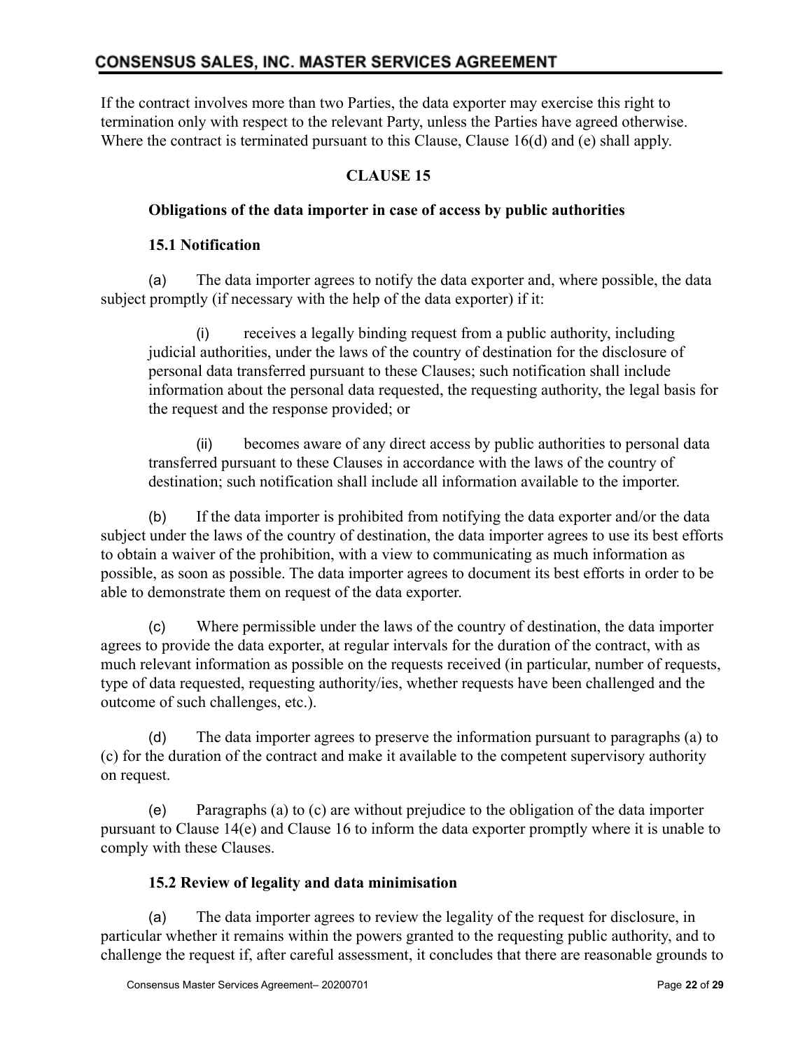If the contract involves more than two Parties, the data exporter may exercise this right to termination only with respect to the relevant Party, unless the Parties have agreed otherwise. Where the contract is terminated pursuant to this Clause, Clause 16(d) and (e) shall apply.

## CLAUSE 15

**Obligations of the data importer in case of access by public authorities**

**15.1 Notification**

(a) The data importer agrees to notify the data exporter and, where possible, the data subject promptly (if necessary with the help of the data exporter) if it:

(i) receives a legally binding request from a public authority, including judicial authorities, under the laws of the country of destination for the disclosure of personal data transferred pursuant to these Clauses; such notification shall include information about the personal data requested, the requesting authority, the legal basis for the request and the response provided; or

(ii) becomes aware of any direct access by public authorities to personal data transferred pursuant to these Clauses in accordance with the laws of the country of destination; such notification shall include all information available to the importer.

(b) If the data importer is prohibited from notifying the data exporter and/or the data subject under the laws of the country of destination, the data importer agrees to use its best efforts to obtain a waiver of the prohibition, with a view to communicating as much information as possible, as soon as possible. The data importer agrees to document its best efforts in order to be able to demonstrate them on request of the data exporter.

(c) Where permissible under the laws of the country of destination, the data importer agrees to provide the data exporter, at regular intervals for the duration of the contract, with as much relevant information as possible on the requests received (in particular, number of requests, type of data requested, requesting authority/ies, whether requests have been challenged and the outcome of such challenges, etc.).

(d) The data importer agrees to preserve the information pursuant to paragraphs (a) to (c) for the duration of the contract and make it available to the competent supervisory authority on request.

(e) Paragraphs (a) to (c) are without prejudice to the obligation of the data importer pursuant to Clause 14(e) and Clause 16 to inform the data exporter promptly where it is unable to comply with these Clauses.

**15.2 Review of legality and data minimisation**

(a) The data importer agrees to review the legality of the request for disclosure, in particular whether it remains within the powers granted to the requesting public authority, and to challenge the request if, after careful assessment, it concludes that there are reasonable grounds to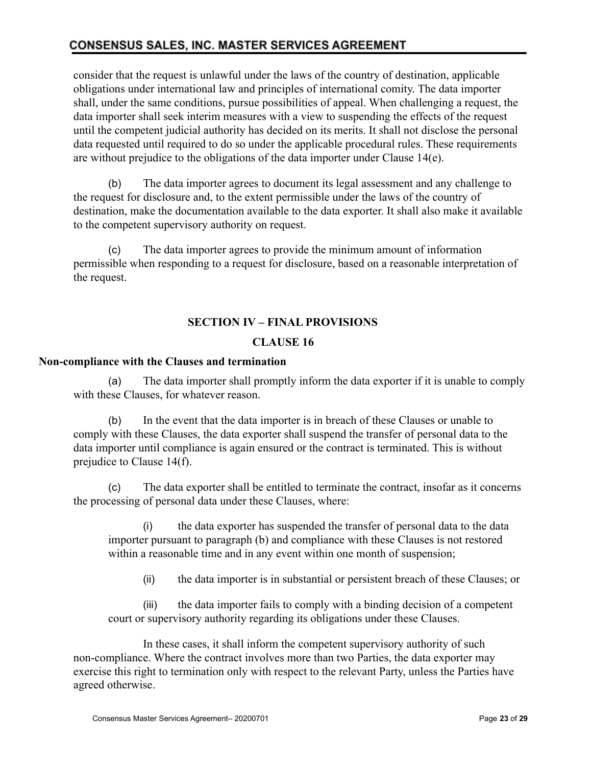consider that the request is unlawful under the laws of the country of destination, applicable obligations under international law and principles of international comity. The data importer shall, under the same conditions, pursue possibilities of appeal. When challenging a request, the data importer shall seek interim measures with a view to suspending the effects of the request until the competent judicial authority has decided on its merits. It shall not disclose the personal data requested until required to do so under the applicable procedural rules. These requirements are without prejudice to the obligations of the data importer under Clause 14(e).

(b) The data importer agrees to document its legal assessment and any challenge to the request for disclosure and, to the extent permissible under the laws of the country of destination, make the documentation available to the data exporter. It shall also make it available to the competent supervisory authority on request.

(c) The data importer agrees to provide the minimum amount of information permissible when responding to a request for disclosure, based on a reasonable interpretation of the request.

## SECTION IV – FINAL PROVISIONS

## CLAUSE 16

### Non-compliance with the Clauses and termination

(a) The data importer shall promptly inform the data exporter if it is unable to comply with these Clauses, for whatever reason.

(b) In the event that the data importer is in breach of these Clauses or unable to comply with these Clauses, the data exporter shall suspend the transfer of personal data to the data importer until compliance is again ensured or the contract is terminated. This is without prejudice to Clause 14(f).

(c) The data exporter shall be entitled to terminate the contract, insofar as it concerns the processing of personal data under these Clauses, where:

(i) the data exporter has suspended the transfer of personal data to the data importer pursuant to paragraph (b) and compliance with these Clauses is not restored within a reasonable time and in any event within one month of suspension;

(ii) the data importer is in substantial or persistent breach of these Clauses; or

(iii) the data importer fails to comply with a binding decision of a competent court or supervisory authority regarding its obligations under these Clauses.

In these cases, it shall inform the competent supervisory authority of such non-compliance. Where the contract involves more than two Parties, the data exporter may exercise this right to termination only with respect to the relevant Party, unless the Parties have agreed otherwise.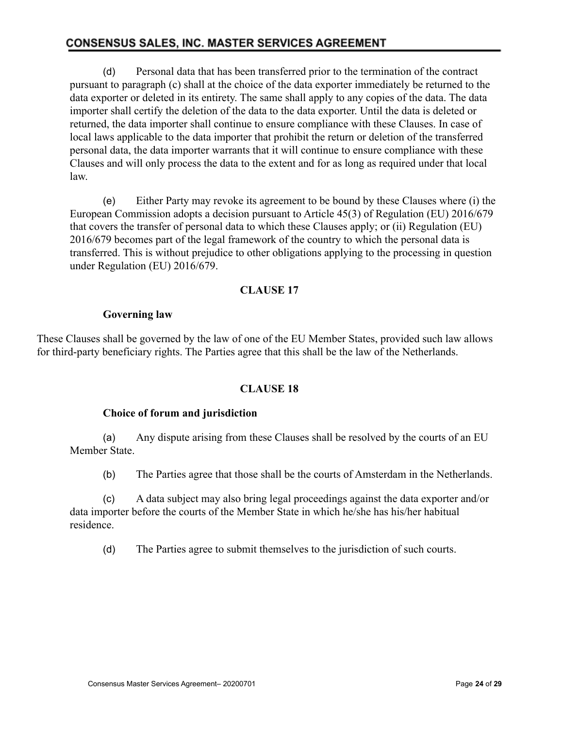(d) Personal data that has been transferred prior to the termination of the contract pursuant to paragraph (c) shall at the choice of the data exporter immediately be returned to the data exporter or deleted in its entirety. The same shall apply to any copies of the data. The data importer shall certify the deletion of the data to the data exporter. Until the data is deleted or returned, the data importer shall continue to ensure compliance with these Clauses. In case of local laws applicable to the data importer that prohibit the return or deletion of the transferred personal data, the data importer warrants that it will continue to ensure compliance with these Clauses and will only process the data to the extent and for as long as required under that local law.

(e) Either Party may revoke its agreement to be bound by these Clauses where (i) the European Commission adopts a decision pursuant to Article 45(3) of Regulation (EU) 2016/679 that covers the transfer of personal data to which these Clauses apply; or (ii) Regulation (EU) 2016/679 becomes part of the legal framework of the country to which the personal data is transferred. This is without prejudice to other obligations applying to the processing in question under Regulation (EU) 2016/679.

## CLAUSE 17

**Governing law**

These Clauses shall be governed by the law of one of the EU Member States, provided such law allows for third-party beneficiary rights. The Parties agree that this shall be the law of the Netherlands.

## CLAUSE 18

**Choice of forum and jurisdiction**

(a) Any dispute arising from these Clauses shall be resolved by the courts of an EU Member State.

(b) The Parties agree that those shall be the courts of Amsterdam in the Netherlands.

(c) A data subject may also bring legal proceedings against the data exporter and/or data importer before the courts of the Member State in which he/she has his/her habitual residence.

(d) The Parties agree to submit themselves to the jurisdiction of such courts.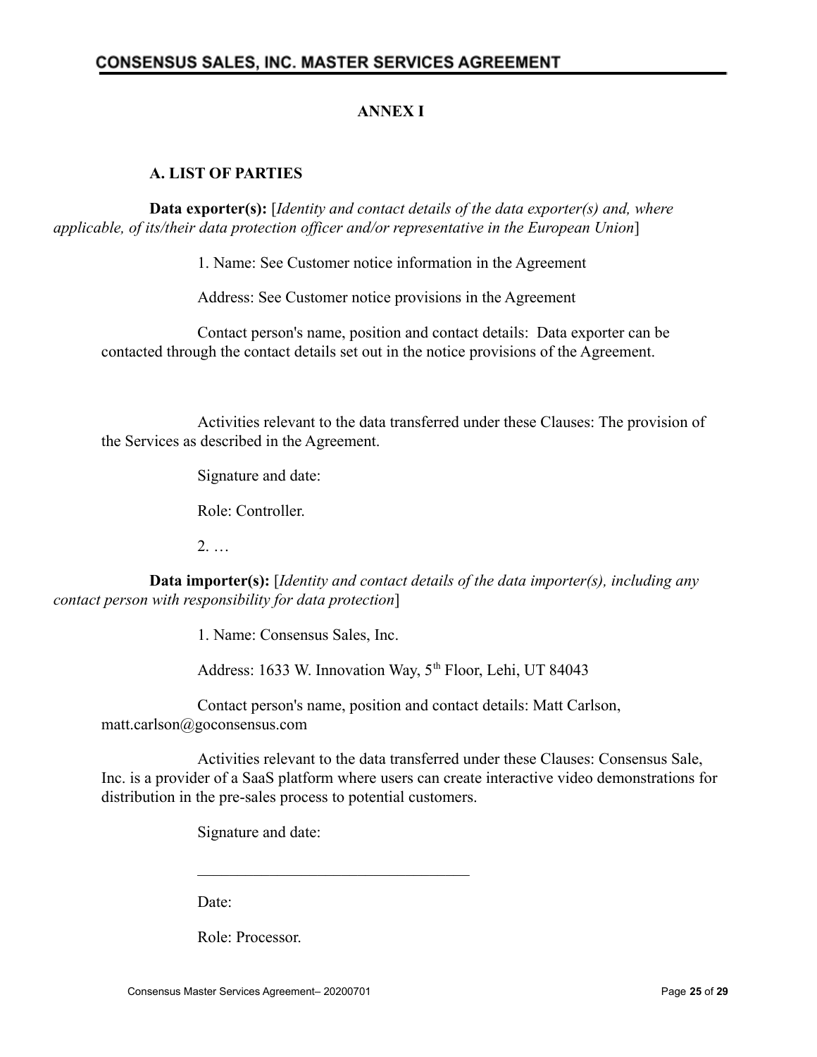## ANNEX I

### A. LIST OF PARTIES

**Data exporter(s):** [*Identity and contact details of the data exporter(s) and, where applicable, of its/their data protection officer and/or representative in the European Union*]

1. Name: See Customer notice information in the Agreement

Address: See Customer notice provisions in the Agreement

Contact person's name, position and contact details: Data exporter can be contacted through the contact details set out in the notice provisions of the Agreement.

Activities relevant to the data transferred under these Clauses: The provision of the Services as described in the Agreement.

Signature and date:

Role: Controller.

2. …

**Data importer(s):** [*Identity and contact details of the data importer(s), including any contact person with responsibility for data protection*]

1. Name: Consensus Sales, Inc.

Address: 1633 W. Innovation Way, 5th Floor, Lehi, UT 84043

Contact person's name, position and contact details: Matt Carlson, matt.carlson@goconsensus.com

Activities relevant to the data transferred under these Clauses: Consensus Sale, Inc. is a provider of a SaaS platform where users can create interactive video demonstrations for distribution in the pre-sales process to potential customers.

Signature and date:

\_\_\_\_\_\_\_\_\_\_\_\_\_\_\_\_\_\_\_\_\_\_\_\_\_\_\_\_\_\_\_\_\_\_

Date:

Role: Processor.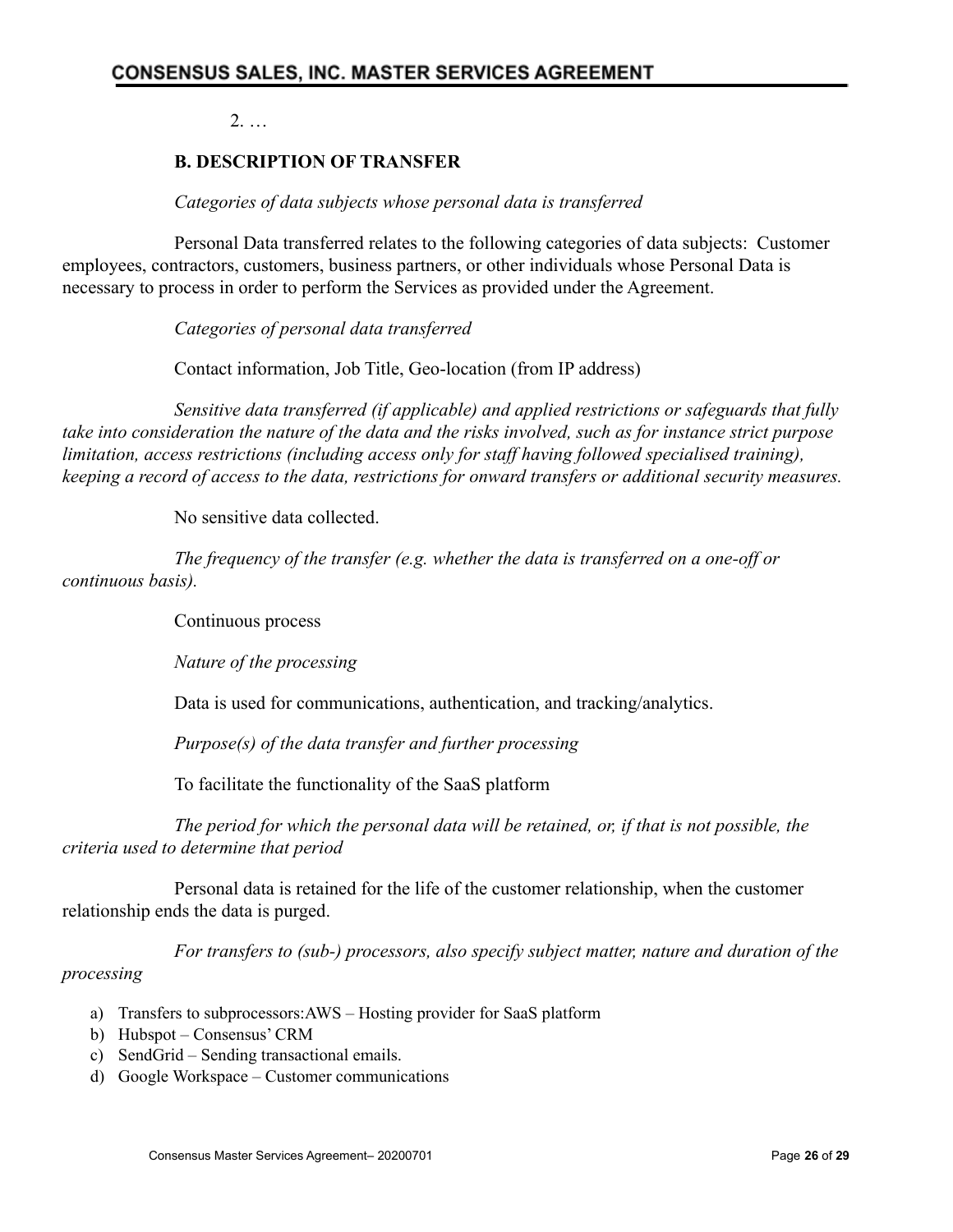2. …

**B. DESCRIPTION OF TRANSFER**

*Categories of data subjects whose personal data is transferred*

Personal Data transferred relates to the following categories of data subjects: Customer employees, contractors, customers, business partners, or other individuals whose Personal Data is necessary to process in order to perform the Services as provided under the Agreement.

*Categories of personal data transferred*

Contact information, Job Title, Geo-location (from IP address)

*Sensitive data transferred (if applicable) and applied restrictions or safeguards that fully take into consideration the nature of the data and the risks involved, such as for instance strict purpose limitation, access restrictions (including access only for staff having followed specialised training), keeping a record of access to the data, restrictions for onward transfers or additional security measures.*

No sensitive data collected.

*The frequency of the transfer (e.g. whether the data is transferred on a one-off or continuous basis).*

Continuous process

*Nature of the processing*

Data is used for communications, authentication, and tracking/analytics.

*Purpose(s) of the data transfer and further processing*

To facilitate the functionality of the SaaS platform

*The period for which the personal data will be retained, or, if that is not possible, the criteria used to determine that period*

Personal data is retained for the life of the customer relationship, when the customer relationship ends the data is purged.

*For transfers to (sub-) processors, also specify subject matter, nature and duration of the processing*

a) Transfers to subprocessors:AWS – Hosting provider for SaaS platform
b) Hubspot – Consensus' CRM
c) SendGrid – Sending transactional emails.
d) Google Workspace – Customer communications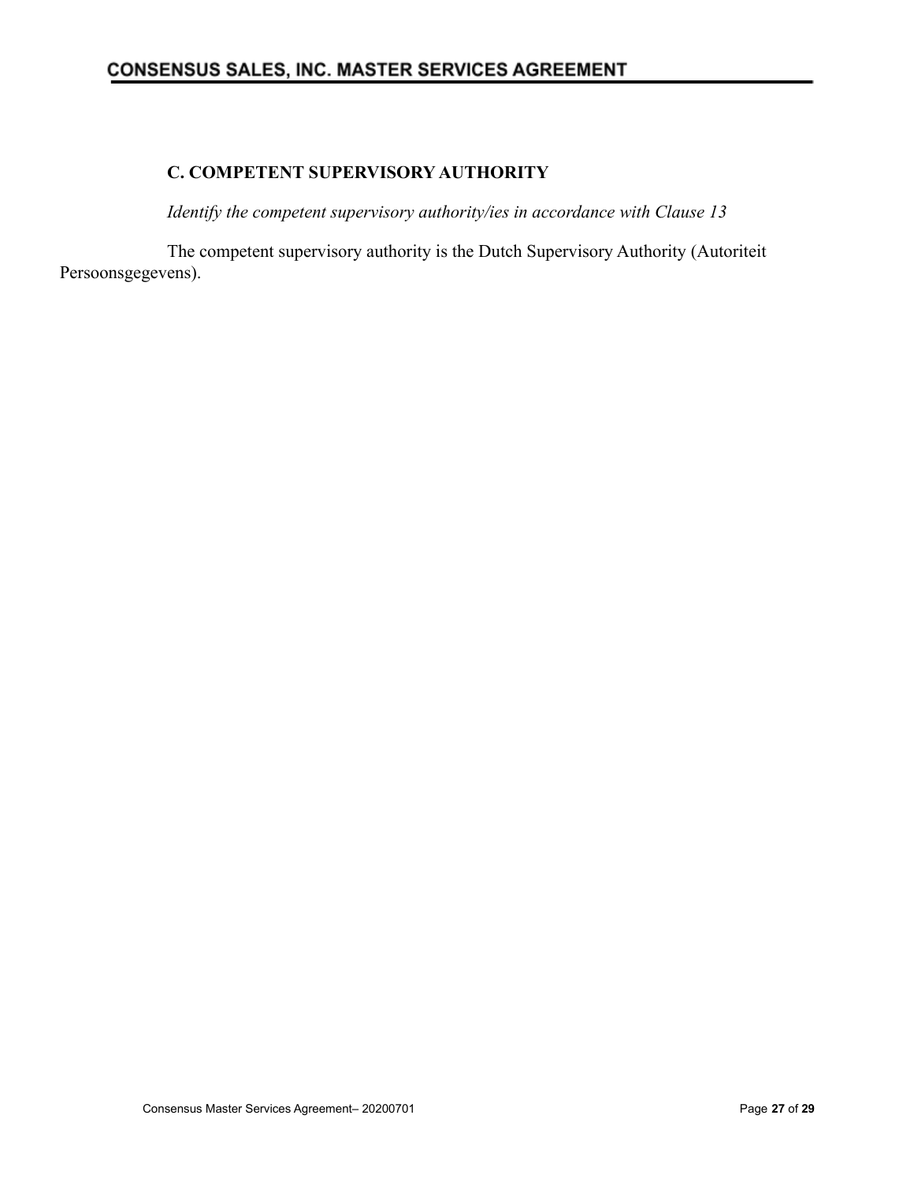### C. COMPETENT SUPERVISORY AUTHORITY

*Identify the competent supervisory authority/ies in accordance with Clause 13*

The competent supervisory authority is the Dutch Supervisory Authority (Autoriteit Persoonsgegevens).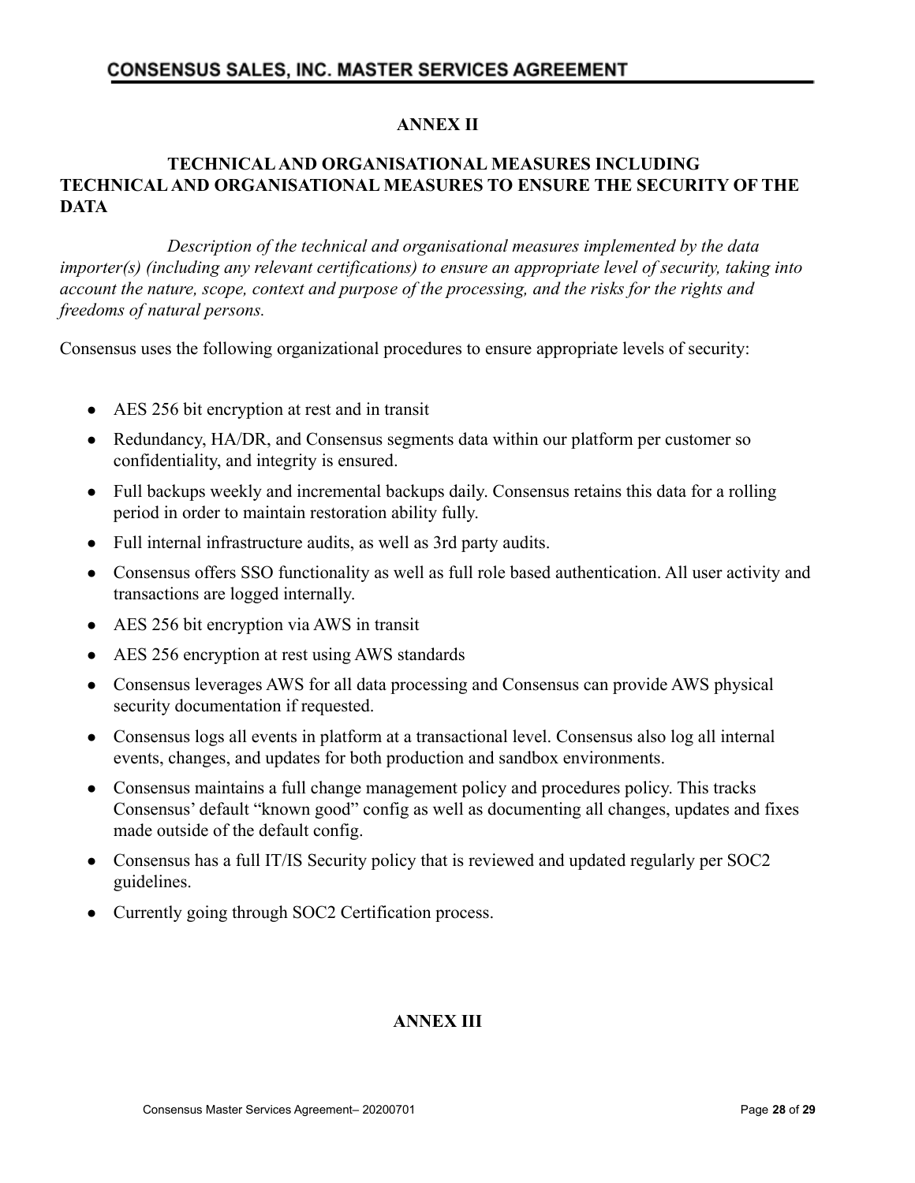## ANNEX II

### TECHNICAL AND ORGANISATIONAL MEASURES INCLUDING TECHNICAL AND ORGANISATIONAL MEASURES TO ENSURE THE SECURITY OF THE DATA

*Description of the technical and organisational measures implemented by the data importer(s) (including any relevant certifications) to ensure an appropriate level of security, taking into account the nature, scope, context and purpose of the processing, and the risks for the rights and freedoms of natural persons.*

Consensus uses the following organizational procedures to ensure appropriate levels of security:

- AES 256 bit encryption at rest and in transit
- Redundancy, HA/DR, and Consensus segments data within our platform per customer so confidentiality, and integrity is ensured.
- Full backups weekly and incremental backups daily. Consensus retains this data for a rolling period in order to maintain restoration ability fully.
- Full internal infrastructure audits, as well as 3rd party audits.
- Consensus offers SSO functionality as well as full role based authentication. All user activity and transactions are logged internally.
- AES 256 bit encryption via AWS in transit
- AES 256 encryption at rest using AWS standards
- Consensus leverages AWS for all data processing and Consensus can provide AWS physical security documentation if requested.
- Consensus logs all events in platform at a transactional level. Consensus also log all internal events, changes, and updates for both production and sandbox environments.
- Consensus maintains a full change management policy and procedures policy. This tracks Consensus' default "known good" config as well as documenting all changes, updates and fixes made outside of the default config.
- Consensus has a full IT/IS Security policy that is reviewed and updated regularly per SOC2 guidelines.
- Currently going through SOC2 Certification process.

## ANNEX III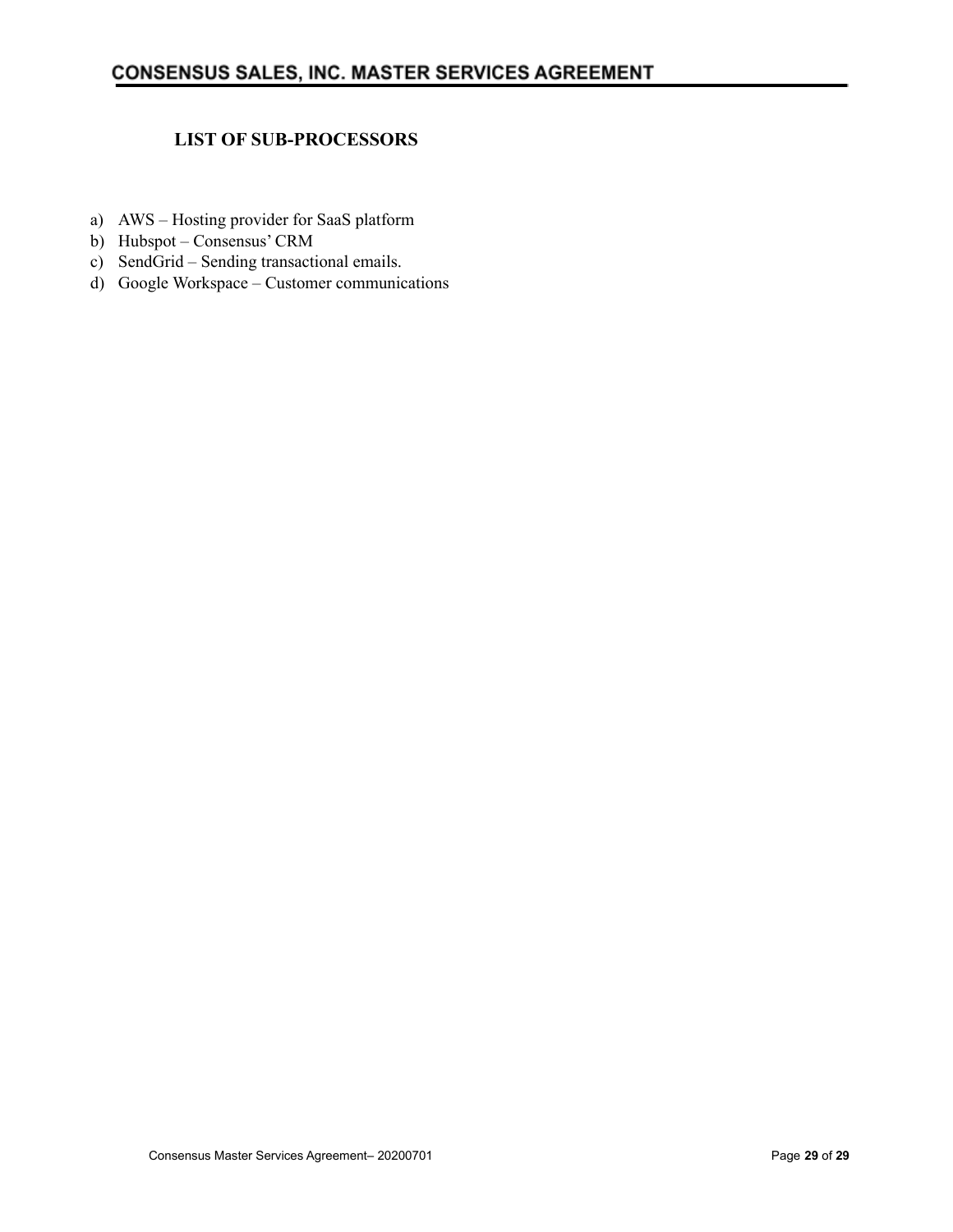## LIST OF SUB-PROCESSORS

a) AWS – Hosting provider for SaaS platform
b) Hubspot – Consensus' CRM
c) SendGrid – Sending transactional emails.
d) Google Workspace – Customer communications